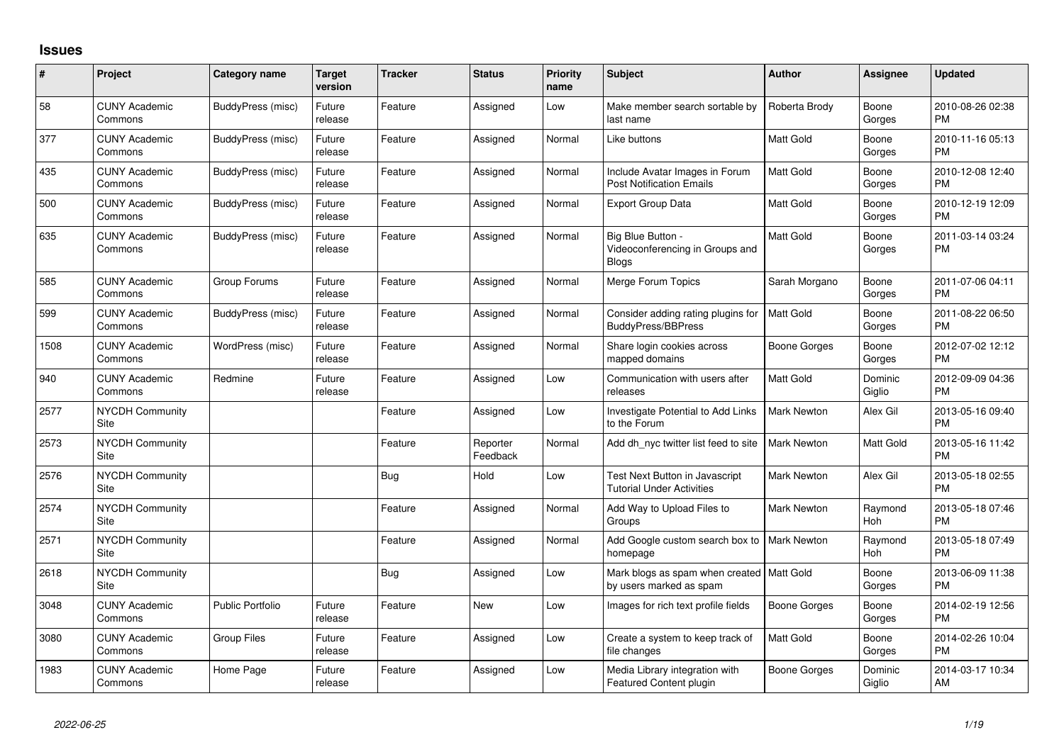## Issues

| # | Project | Category name | Target version | Tracker | Status | Priority name | Subject | Author | Assignee | Updated |
|---|---|---|---|---|---|---|---|---|---|---|
| 58 | CUNY Academic Commons | BuddyPress (misc) | Future release | Feature | Assigned | Low | Make member search sortable by last name | Roberta Brody | Boone Gorges | 2010-08-26 02:38 PM |
| 377 | CUNY Academic Commons | BuddyPress (misc) | Future release | Feature | Assigned | Normal | Like buttons | Matt Gold | Boone Gorges | 2010-11-16 05:13 PM |
| 435 | CUNY Academic Commons | BuddyPress (misc) | Future release | Feature | Assigned | Normal | Include Avatar Images in Forum Post Notification Emails | Matt Gold | Boone Gorges | 2010-12-08 12:40 PM |
| 500 | CUNY Academic Commons | BuddyPress (misc) | Future release | Feature | Assigned | Normal | Export Group Data | Matt Gold | Boone Gorges | 2010-12-19 12:09 PM |
| 635 | CUNY Academic Commons | BuddyPress (misc) | Future release | Feature | Assigned | Normal | Big Blue Button - Videoconferencing in Groups and Blogs | Matt Gold | Boone Gorges | 2011-03-14 03:24 PM |
| 585 | CUNY Academic Commons | Group Forums | Future release | Feature | Assigned | Normal | Merge Forum Topics | Sarah Morgano | Boone Gorges | 2011-07-06 04:11 PM |
| 599 | CUNY Academic Commons | BuddyPress (misc) | Future release | Feature | Assigned | Normal | Consider adding rating plugins for BuddyPress/BBPress | Matt Gold | Boone Gorges | 2011-08-22 06:50 PM |
| 1508 | CUNY Academic Commons | WordPress (misc) | Future release | Feature | Assigned | Normal | Share login cookies across mapped domains | Boone Gorges | Boone Gorges | 2012-07-02 12:12 PM |
| 940 | CUNY Academic Commons | Redmine | Future release | Feature | Assigned | Low | Communication with users after releases | Matt Gold | Dominic Giglio | 2012-09-09 04:36 PM |
| 2577 | NYCDH Community Site | | | Feature | Assigned | Low | Investigate Potential to Add Links to the Forum | Mark Newton | Alex Gil | 2013-05-16 09:40 PM |
| 2573 | NYCDH Community Site | | | Feature | Reporter Feedback | Normal | Add dh_nyc twitter list feed to site | Mark Newton | Matt Gold | 2013-05-16 11:42 PM |
| 2576 | NYCDH Community Site | | | Bug | Hold | Low | Test Next Button in Javascript Tutorial Under Activities | Mark Newton | Alex Gil | 2013-05-18 02:55 PM |
| 2574 | NYCDH Community Site | | | Feature | Assigned | Normal | Add Way to Upload Files to Groups | Mark Newton | Raymond Hoh | 2013-05-18 07:46 PM |
| 2571 | NYCDH Community Site | | | Feature | Assigned | Normal | Add Google custom search box to homepage | Mark Newton | Raymond Hoh | 2013-05-18 07:49 PM |
| 2618 | NYCDH Community Site | | | Bug | Assigned | Low | Mark blogs as spam when created by users marked as spam | Matt Gold | Boone Gorges | 2013-06-09 11:38 PM |
| 3048 | CUNY Academic Commons | Public Portfolio | Future release | Feature | New | Low | Images for rich text profile fields | Boone Gorges | Boone Gorges | 2014-02-19 12:56 PM |
| 3080 | CUNY Academic Commons | Group Files | Future release | Feature | Assigned | Low | Create a system to keep track of file changes | Matt Gold | Boone Gorges | 2014-02-26 10:04 PM |
| 1983 | CUNY Academic Commons | Home Page | Future release | Feature | Assigned | Low | Media Library integration with Featured Content plugin | Boone Gorges | Dominic Giglio | 2014-03-17 10:34 AM |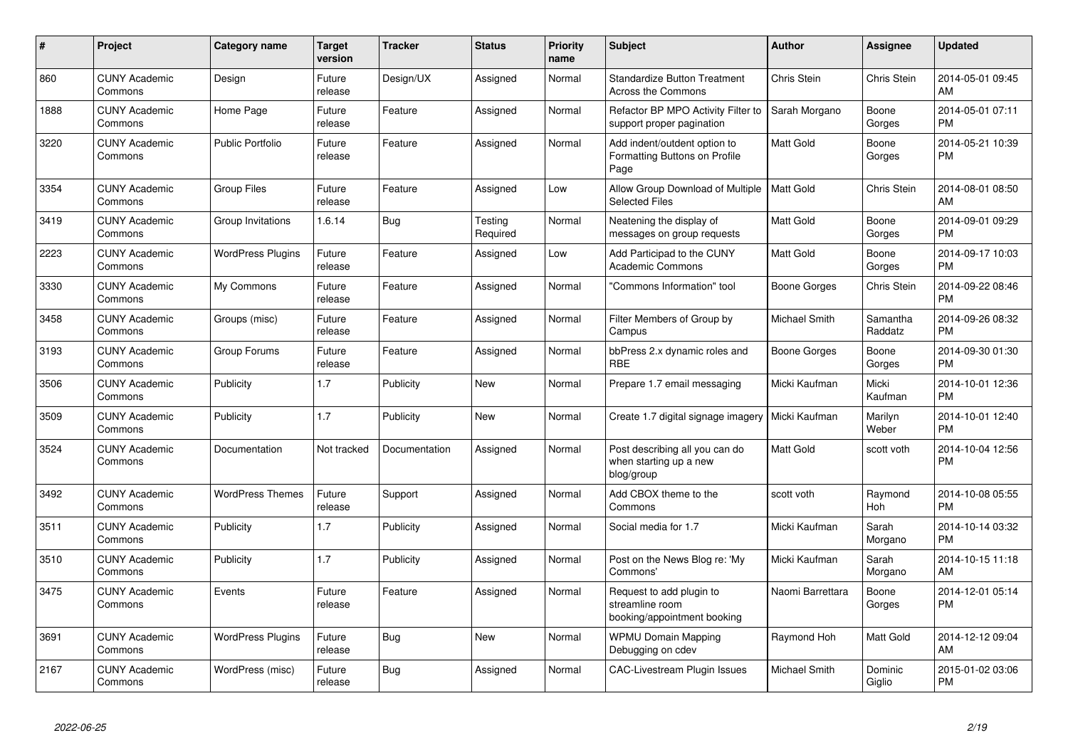| # | Project | Category name | Target version | Tracker | Status | Priority name | Subject | Author | Assignee | Updated |
|---|---|---|---|---|---|---|---|---|---|---|
| 860 | CUNY Academic Commons | Design | Future release | Design/UX | Assigned | Normal | Standardize Button Treatment Across the Commons | Chris Stein | Chris Stein | 2014-05-01 09:45 AM |
| 1888 | CUNY Academic Commons | Home Page | Future release | Feature | Assigned | Normal | Refactor BP MPO Activity Filter to support proper pagination | Sarah Morgano | Boone Gorges | 2014-05-01 07:11 PM |
| 3220 | CUNY Academic Commons | Public Portfolio | Future release | Feature | Assigned | Normal | Add indent/outdent option to Formatting Buttons on Profile Page | Matt Gold | Boone Gorges | 2014-05-21 10:39 PM |
| 3354 | CUNY Academic Commons | Group Files | Future release | Feature | Assigned | Low | Allow Group Download of Multiple Selected Files | Matt Gold | Chris Stein | 2014-08-01 08:50 AM |
| 3419 | CUNY Academic Commons | Group Invitations | 1.6.14 | Bug | Testing Required | Normal | Neatening the display of messages on group requests | Matt Gold | Boone Gorges | 2014-09-01 09:29 PM |
| 2223 | CUNY Academic Commons | WordPress Plugins | Future release | Feature | Assigned | Low | Add Participad to the CUNY Academic Commons | Matt Gold | Boone Gorges | 2014-09-17 10:03 PM |
| 3330 | CUNY Academic Commons | My Commons | Future release | Feature | Assigned | Normal | "Commons Information" tool | Boone Gorges | Chris Stein | 2014-09-22 08:46 PM |
| 3458 | CUNY Academic Commons | Groups (misc) | Future release | Feature | Assigned | Normal | Filter Members of Group by Campus | Michael Smith | Samantha Raddatz | 2014-09-26 08:32 PM |
| 3193 | CUNY Academic Commons | Group Forums | Future release | Feature | Assigned | Normal | bbPress 2.x dynamic roles and RBE | Boone Gorges | Boone Gorges | 2014-09-30 01:30 PM |
| 3506 | CUNY Academic Commons | Publicity | 1.7 | Publicity | New | Normal | Prepare 1.7 email messaging | Micki Kaufman | Micki Kaufman | 2014-10-01 12:36 PM |
| 3509 | CUNY Academic Commons | Publicity | 1.7 | Publicity | New | Normal | Create 1.7 digital signage imagery | Micki Kaufman | Marilyn Weber | 2014-10-01 12:40 PM |
| 3524 | CUNY Academic Commons | Documentation | Not tracked | Documentation | Assigned | Normal | Post describing all you can do when starting up a new blog/group | Matt Gold | scott voth | 2014-10-04 12:56 PM |
| 3492 | CUNY Academic Commons | WordPress Themes | Future release | Support | Assigned | Normal | Add CBOX theme to the Commons | scott voth | Raymond Hoh | 2014-10-08 05:55 PM |
| 3511 | CUNY Academic Commons | Publicity | 1.7 | Publicity | Assigned | Normal | Social media for 1.7 | Micki Kaufman | Sarah Morgano | 2014-10-14 03:32 PM |
| 3510 | CUNY Academic Commons | Publicity | 1.7 | Publicity | Assigned | Normal | Post on the News Blog re: 'My Commons' | Micki Kaufman | Sarah Morgano | 2014-10-15 11:18 AM |
| 3475 | CUNY Academic Commons | Events | Future release | Feature | Assigned | Normal | Request to add plugin to streamline room booking/appointment booking | Naomi Barrettara | Boone Gorges | 2014-12-01 05:14 PM |
| 3691 | CUNY Academic Commons | WordPress Plugins | Future release | Bug | New | Normal | WPMU Domain Mapping Debugging on cdev | Raymond Hoh | Matt Gold | 2014-12-12 09:04 AM |
| 2167 | CUNY Academic Commons | WordPress (misc) | Future release | Bug | Assigned | Normal | CAC-Livestream Plugin Issues | Michael Smith | Dominic Giglio | 2015-01-02 03:06 PM |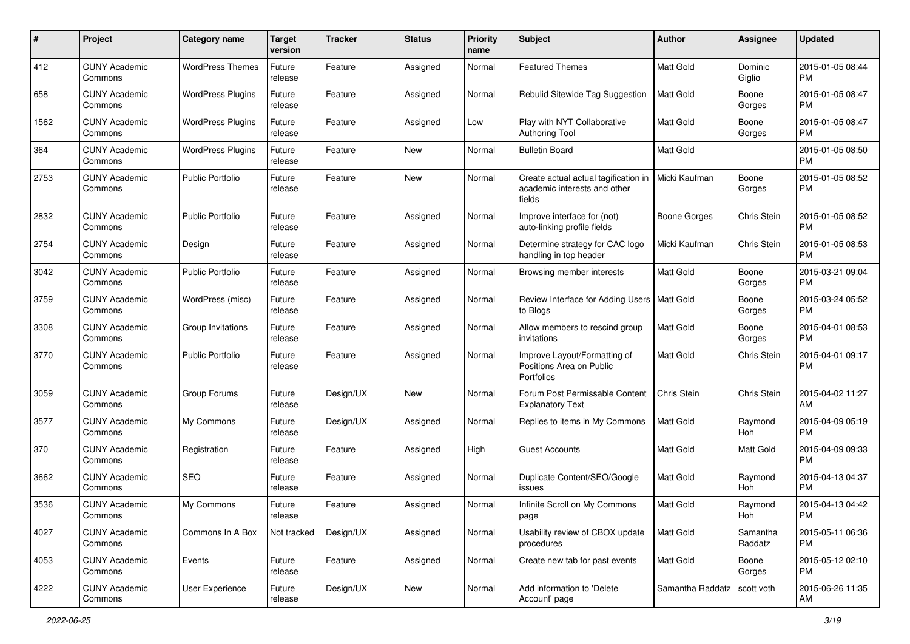| # | Project | Category name | Target version | Tracker | Status | Priority name | Subject | Author | Assignee | Updated |
|---|---|---|---|---|---|---|---|---|---|---|
| 412 | CUNY Academic Commons | WordPress Themes | Future release | Feature | Assigned | Normal | Featured Themes | Matt Gold | Dominic Giglio | 2015-01-05 08:44 PM |
| 658 | CUNY Academic Commons | WordPress Plugins | Future release | Feature | Assigned | Normal | Rebulid Sitewide Tag Suggestion | Matt Gold | Boone Gorges | 2015-01-05 08:47 PM |
| 1562 | CUNY Academic Commons | WordPress Plugins | Future release | Feature | Assigned | Low | Play with NYT Collaborative Authoring Tool | Matt Gold | Boone Gorges | 2015-01-05 08:47 PM |
| 364 | CUNY Academic Commons | WordPress Plugins | Future release | Feature | New | Normal | Bulletin Board | Matt Gold | | 2015-01-05 08:50 PM |
| 2753 | CUNY Academic Commons | Public Portfolio | Future release | Feature | New | Normal | Create actual actual tagification in academic interests and other fields | Micki Kaufman | Boone Gorges | 2015-01-05 08:52 PM |
| 2832 | CUNY Academic Commons | Public Portfolio | Future release | Feature | Assigned | Normal | Improve interface for (not) auto-linking profile fields | Boone Gorges | Chris Stein | 2015-01-05 08:52 PM |
| 2754 | CUNY Academic Commons | Design | Future release | Feature | Assigned | Normal | Determine strategy for CAC logo handling in top header | Micki Kaufman | Chris Stein | 2015-01-05 08:53 PM |
| 3042 | CUNY Academic Commons | Public Portfolio | Future release | Feature | Assigned | Normal | Browsing member interests | Matt Gold | Boone Gorges | 2015-03-21 09:04 PM |
| 3759 | CUNY Academic Commons | WordPress (misc) | Future release | Feature | Assigned | Normal | Review Interface for Adding Users to Blogs | Matt Gold | Boone Gorges | 2015-03-24 05:52 PM |
| 3308 | CUNY Academic Commons | Group Invitations | Future release | Feature | Assigned | Normal | Allow members to rescind group invitations | Matt Gold | Boone Gorges | 2015-04-01 08:53 PM |
| 3770 | CUNY Academic Commons | Public Portfolio | Future release | Feature | Assigned | Normal | Improve Layout/Formatting of Positions Area on Public Portfolios | Matt Gold | Chris Stein | 2015-04-01 09:17 PM |
| 3059 | CUNY Academic Commons | Group Forums | Future release | Design/UX | New | Normal | Forum Post Permissable Content Explanatory Text | Chris Stein | Chris Stein | 2015-04-02 11:27 AM |
| 3577 | CUNY Academic Commons | My Commons | Future release | Design/UX | Assigned | Normal | Replies to items in My Commons | Matt Gold | Raymond Hoh | 2015-04-09 05:19 PM |
| 370 | CUNY Academic Commons | Registration | Future release | Feature | Assigned | High | Guest Accounts | Matt Gold | Matt Gold | 2015-04-09 09:33 PM |
| 3662 | CUNY Academic Commons | SEO | Future release | Feature | Assigned | Normal | Duplicate Content/SEO/Google issues | Matt Gold | Raymond Hoh | 2015-04-13 04:37 PM |
| 3536 | CUNY Academic Commons | My Commons | Future release | Feature | Assigned | Normal | Infinite Scroll on My Commons page | Matt Gold | Raymond Hoh | 2015-04-13 04:42 PM |
| 4027 | CUNY Academic Commons | Commons In A Box | Not tracked | Design/UX | Assigned | Normal | Usability review of CBOX update procedures | Matt Gold | Samantha Raddatz | 2015-05-11 06:36 PM |
| 4053 | CUNY Academic Commons | Events | Future release | Feature | Assigned | Normal | Create new tab for past events | Matt Gold | Boone Gorges | 2015-05-12 02:10 PM |
| 4222 | CUNY Academic Commons | User Experience | Future release | Design/UX | New | Normal | Add information to 'Delete Account' page | Samantha Raddatz | scott voth | 2015-06-26 11:35 AM |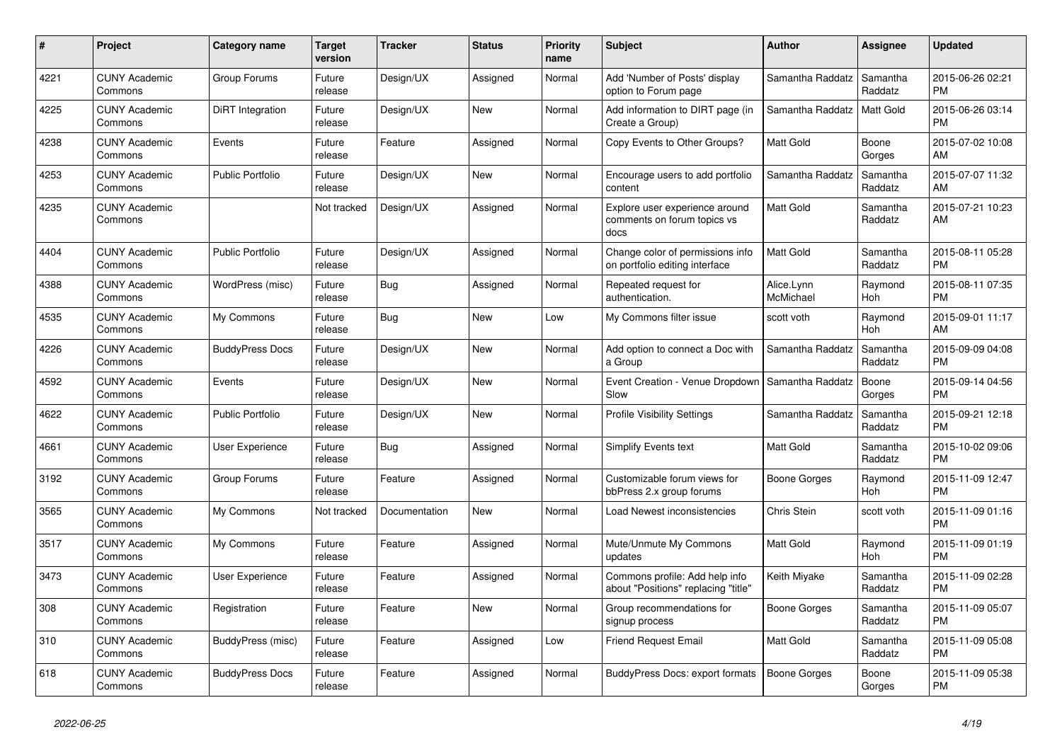| # | Project | Category name | Target version | Tracker | Status | Priority name | Subject | Author | Assignee | Updated |
|---|---|---|---|---|---|---|---|---|---|---|
| 4221 | CUNY Academic Commons | Group Forums | Future release | Design/UX | Assigned | Normal | Add 'Number of Posts' display option to Forum page | Samantha Raddatz | Samantha Raddatz | 2015-06-26 02:21 PM |
| 4225 | CUNY Academic Commons | DiRT Integration | Future release | Design/UX | New | Normal | Add information to DIRT page (in Create a Group) | Samantha Raddatz | Matt Gold | 2015-06-26 03:14 PM |
| 4238 | CUNY Academic Commons | Events | Future release | Feature | Assigned | Normal | Copy Events to Other Groups? | Matt Gold | Boone Gorges | 2015-07-02 10:08 AM |
| 4253 | CUNY Academic Commons | Public Portfolio | Future release | Design/UX | New | Normal | Encourage users to add portfolio content | Samantha Raddatz | Samantha Raddatz | 2015-07-07 11:32 AM |
| 4235 | CUNY Academic Commons | | Not tracked | Design/UX | Assigned | Normal | Explore user experience around comments on forum topics vs docs | Matt Gold | Samantha Raddatz | 2015-07-21 10:23 AM |
| 4404 | CUNY Academic Commons | Public Portfolio | Future release | Design/UX | Assigned | Normal | Change color of permissions info on portfolio editing interface | Matt Gold | Samantha Raddatz | 2015-08-11 05:28 PM |
| 4388 | CUNY Academic Commons | WordPress (misc) | Future release | Bug | Assigned | Normal | Repeated request for authentication. | Alice.Lynn McMichael | Raymond Hoh | 2015-08-11 07:35 PM |
| 4535 | CUNY Academic Commons | My Commons | Future release | Bug | New | Low | My Commons filter issue | scott voth | Raymond Hoh | 2015-09-01 11:17 AM |
| 4226 | CUNY Academic Commons | BuddyPress Docs | Future release | Design/UX | New | Normal | Add option to connect a Doc with a Group | Samantha Raddatz | Samantha Raddatz | 2015-09-09 04:08 PM |
| 4592 | CUNY Academic Commons | Events | Future release | Design/UX | New | Normal | Event Creation - Venue Dropdown Slow | Samantha Raddatz | Boone Gorges | 2015-09-14 04:56 PM |
| 4622 | CUNY Academic Commons | Public Portfolio | Future release | Design/UX | New | Normal | Profile Visibility Settings | Samantha Raddatz | Samantha Raddatz | 2015-09-21 12:18 PM |
| 4661 | CUNY Academic Commons | User Experience | Future release | Bug | Assigned | Normal | Simplify Events text | Matt Gold | Samantha Raddatz | 2015-10-02 09:06 PM |
| 3192 | CUNY Academic Commons | Group Forums | Future release | Feature | Assigned | Normal | Customizable forum views for bbPress 2.x group forums | Boone Gorges | Raymond Hoh | 2015-11-09 12:47 PM |
| 3565 | CUNY Academic Commons | My Commons | Not tracked | Documentation | New | Normal | Load Newest inconsistencies | Chris Stein | scott voth | 2015-11-09 01:16 PM |
| 3517 | CUNY Academic Commons | My Commons | Future release | Feature | Assigned | Normal | Mute/Unmute My Commons updates | Matt Gold | Raymond Hoh | 2015-11-09 01:19 PM |
| 3473 | CUNY Academic Commons | User Experience | Future release | Feature | Assigned | Normal | Commons profile: Add help info about "Positions" replacing "title" | Keith Miyake | Samantha Raddatz | 2015-11-09 02:28 PM |
| 308 | CUNY Academic Commons | Registration | Future release | Feature | New | Normal | Group recommendations for signup process | Boone Gorges | Samantha Raddatz | 2015-11-09 05:07 PM |
| 310 | CUNY Academic Commons | BuddyPress (misc) | Future release | Feature | Assigned | Low | Friend Request Email | Matt Gold | Samantha Raddatz | 2015-11-09 05:08 PM |
| 618 | CUNY Academic Commons | BuddyPress Docs | Future release | Feature | Assigned | Normal | BuddyPress Docs: export formats | Boone Gorges | Boone Gorges | 2015-11-09 05:38 PM |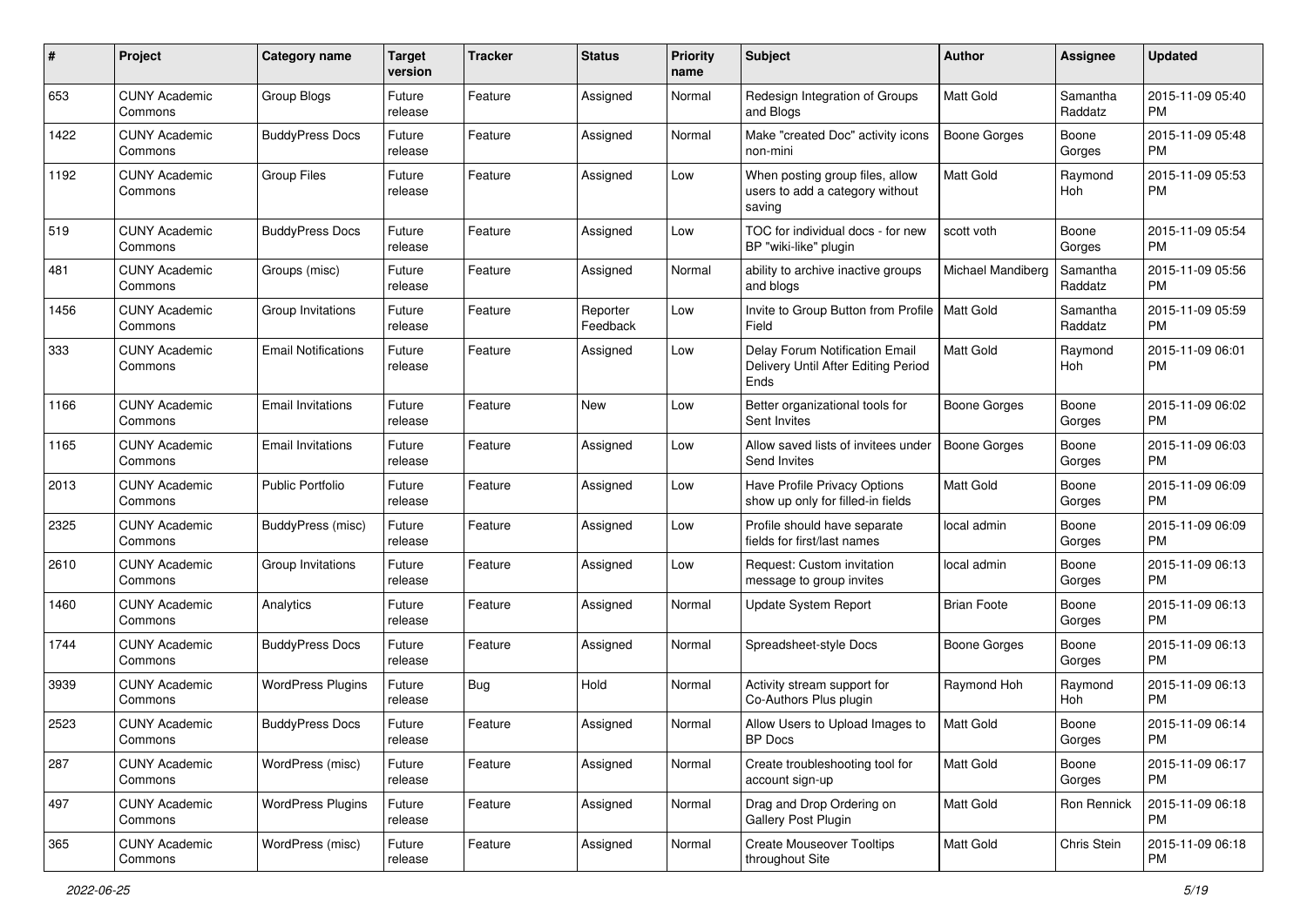| # | Project | Category name | Target version | Tracker | Status | Priority name | Subject | Author | Assignee | Updated |
|---|---|---|---|---|---|---|---|---|---|---|
| 653 | CUNY Academic Commons | Group Blogs | Future release | Feature | Assigned | Normal | Redesign Integration of Groups and Blogs | Matt Gold | Samantha Raddatz | 2015-11-09 05:40 PM |
| 1422 | CUNY Academic Commons | BuddyPress Docs | Future release | Feature | Assigned | Normal | Make "created Doc" activity icons non-mini | Boone Gorges | Boone Gorges | 2015-11-09 05:48 PM |
| 1192 | CUNY Academic Commons | Group Files | Future release | Feature | Assigned | Low | When posting group files, allow users to add a category without saving | Matt Gold | Raymond Hoh | 2015-11-09 05:53 PM |
| 519 | CUNY Academic Commons | BuddyPress Docs | Future release | Feature | Assigned | Low | TOC for individual docs - for new BP "wiki-like" plugin | scott voth | Boone Gorges | 2015-11-09 05:54 PM |
| 481 | CUNY Academic Commons | Groups (misc) | Future release | Feature | Assigned | Normal | ability to archive inactive groups and blogs | Michael Mandiberg | Samantha Raddatz | 2015-11-09 05:56 PM |
| 1456 | CUNY Academic Commons | Group Invitations | Future release | Feature | Reporter Feedback | Low | Invite to Group Button from Profile Field | Matt Gold | Samantha Raddatz | 2015-11-09 05:59 PM |
| 333 | CUNY Academic Commons | Email Notifications | Future release | Feature | Assigned | Low | Delay Forum Notification Email Delivery Until After Editing Period Ends | Matt Gold | Raymond Hoh | 2015-11-09 06:01 PM |
| 1166 | CUNY Academic Commons | Email Invitations | Future release | Feature | New | Low | Better organizational tools for Sent Invites | Boone Gorges | Boone Gorges | 2015-11-09 06:02 PM |
| 1165 | CUNY Academic Commons | Email Invitations | Future release | Feature | Assigned | Low | Allow saved lists of invitees under Send Invites | Boone Gorges | Boone Gorges | 2015-11-09 06:03 PM |
| 2013 | CUNY Academic Commons | Public Portfolio | Future release | Feature | Assigned | Low | Have Profile Privacy Options show up only for filled-in fields | Matt Gold | Boone Gorges | 2015-11-09 06:09 PM |
| 2325 | CUNY Academic Commons | BuddyPress (misc) | Future release | Feature | Assigned | Low | Profile should have separate fields for first/last names | local admin | Boone Gorges | 2015-11-09 06:09 PM |
| 2610 | CUNY Academic Commons | Group Invitations | Future release | Feature | Assigned | Low | Request: Custom invitation message to group invites | local admin | Boone Gorges | 2015-11-09 06:13 PM |
| 1460 | CUNY Academic Commons | Analytics | Future release | Feature | Assigned | Normal | Update System Report | Brian Foote | Boone Gorges | 2015-11-09 06:13 PM |
| 1744 | CUNY Academic Commons | BuddyPress Docs | Future release | Feature | Assigned | Normal | Spreadsheet-style Docs | Boone Gorges | Boone Gorges | 2015-11-09 06:13 PM |
| 3939 | CUNY Academic Commons | WordPress Plugins | Future release | Bug | Hold | Normal | Activity stream support for Co-Authors Plus plugin | Raymond Hoh | Raymond Hoh | 2015-11-09 06:13 PM |
| 2523 | CUNY Academic Commons | BuddyPress Docs | Future release | Feature | Assigned | Normal | Allow Users to Upload Images to BP Docs | Matt Gold | Boone Gorges | 2015-11-09 06:14 PM |
| 287 | CUNY Academic Commons | WordPress (misc) | Future release | Feature | Assigned | Normal | Create troubleshooting tool for account sign-up | Matt Gold | Boone Gorges | 2015-11-09 06:17 PM |
| 497 | CUNY Academic Commons | WordPress Plugins | Future release | Feature | Assigned | Normal | Drag and Drop Ordering on Gallery Post Plugin | Matt Gold | Ron Rennick | 2015-11-09 06:18 PM |
| 365 | CUNY Academic Commons | WordPress (misc) | Future release | Feature | Assigned | Normal | Create Mouseover Tooltips throughout Site | Matt Gold | Chris Stein | 2015-11-09 06:18 PM |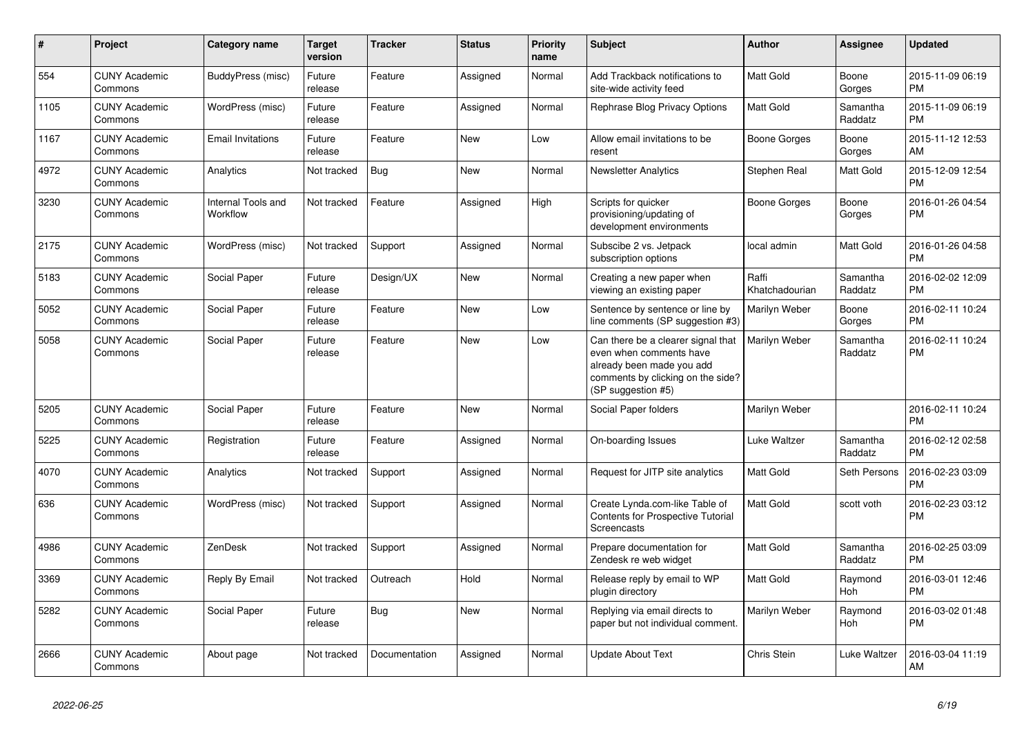| # | Project | Category name | Target version | Tracker | Status | Priority name | Subject | Author | Assignee | Updated |
|---|---|---|---|---|---|---|---|---|---|---|
| 554 | CUNY Academic Commons | BuddyPress (misc) | Future release | Feature | Assigned | Normal | Add Trackback notifications to site-wide activity feed | Matt Gold | Boone Gorges | 2015-11-09 06:19 PM |
| 1105 | CUNY Academic Commons | WordPress (misc) | Future release | Feature | Assigned | Normal | Rephrase Blog Privacy Options | Matt Gold | Samantha Raddatz | 2015-11-09 06:19 PM |
| 1167 | CUNY Academic Commons | Email Invitations | Future release | Feature | New | Low | Allow email invitations to be resent | Boone Gorges | Boone Gorges | 2015-11-12 12:53 AM |
| 4972 | CUNY Academic Commons | Analytics | Not tracked | Bug | New | Normal | Newsletter Analytics | Stephen Real | Matt Gold | 2015-12-09 12:54 PM |
| 3230 | CUNY Academic Commons | Internal Tools and Workflow | Not tracked | Feature | Assigned | High | Scripts for quicker provisioning/updating of development environments | Boone Gorges | Boone Gorges | 2016-01-26 04:54 PM |
| 2175 | CUNY Academic Commons | WordPress (misc) | Not tracked | Support | Assigned | Normal | Subscibe 2 vs. Jetpack subscription options | local admin | Matt Gold | 2016-01-26 04:58 PM |
| 5183 | CUNY Academic Commons | Social Paper | Future release | Design/UX | New | Normal | Creating a new paper when viewing an existing paper | Raffi Khatchadourian | Samantha Raddatz | 2016-02-02 12:09 PM |
| 5052 | CUNY Academic Commons | Social Paper | Future release | Feature | New | Low | Sentence by sentence or line by line comments (SP suggestion #3) | Marilyn Weber | Boone Gorges | 2016-02-11 10:24 PM |
| 5058 | CUNY Academic Commons | Social Paper | Future release | Feature | New | Low | Can there be a clearer signal that even when comments have already been made you add comments by clicking on the side? (SP suggestion #5) | Marilyn Weber | Samantha Raddatz | 2016-02-11 10:24 PM |
| 5205 | CUNY Academic Commons | Social Paper | Future release | Feature | New | Normal | Social Paper folders | Marilyn Weber | | 2016-02-11 10:24 PM |
| 5225 | CUNY Academic Commons | Registration | Future release | Feature | Assigned | Normal | On-boarding Issues | Luke Waltzer | Samantha Raddatz | 2016-02-12 02:58 PM |
| 4070 | CUNY Academic Commons | Analytics | Not tracked | Support | Assigned | Normal | Request for JITP site analytics | Matt Gold | Seth Persons | 2016-02-23 03:09 PM |
| 636 | CUNY Academic Commons | WordPress (misc) | Not tracked | Support | Assigned | Normal | Create Lynda.com-like Table of Contents for Prospective Tutorial Screencasts | Matt Gold | scott voth | 2016-02-23 03:12 PM |
| 4986 | CUNY Academic Commons | ZenDesk | Not tracked | Support | Assigned | Normal | Prepare documentation for Zendesk re web widget | Matt Gold | Samantha Raddatz | 2016-02-25 03:09 PM |
| 3369 | CUNY Academic Commons | Reply By Email | Not tracked | Outreach | Hold | Normal | Release reply by email to WP plugin directory | Matt Gold | Raymond Hoh | 2016-03-01 12:46 PM |
| 5282 | CUNY Academic Commons | Social Paper | Future release | Bug | New | Normal | Replying via email directs to paper but not individual comment. | Marilyn Weber | Raymond Hoh | 2016-03-02 01:48 PM |
| 2666 | CUNY Academic Commons | About page | Not tracked | Documentation | Assigned | Normal | Update About Text | Chris Stein | Luke Waltzer | 2016-03-04 11:19 AM |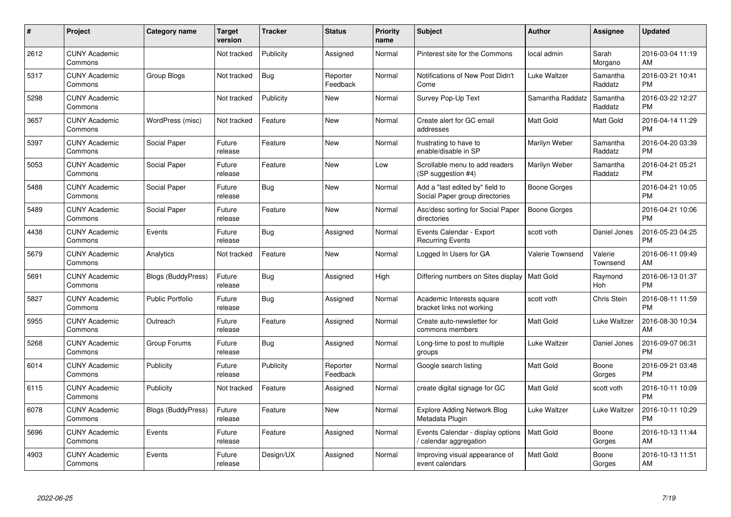| # | Project | Category name | Target version | Tracker | Status | Priority name | Subject | Author | Assignee | Updated |
|---|---|---|---|---|---|---|---|---|---|---|
| 2612 | CUNY Academic Commons | | Not tracked | Publicity | Assigned | Normal | Pinterest site for the Commons | local admin | Sarah Morgano | 2016-03-04 11:19 AM |
| 5317 | CUNY Academic Commons | Group Blogs | Not tracked | Bug | Reporter Feedback | Normal | Notifications of New Post Didn't Come | Luke Waltzer | Samantha Raddatz | 2016-03-21 10:41 PM |
| 5298 | CUNY Academic Commons | | Not tracked | Publicity | New | Normal | Survey Pop-Up Text | Samantha Raddatz | Samantha Raddatz | 2016-03-22 12:27 PM |
| 3657 | CUNY Academic Commons | WordPress (misc) | Not tracked | Feature | New | Normal | Create alert for GC email addresses | Matt Gold | Matt Gold | 2016-04-14 11:29 PM |
| 5397 | CUNY Academic Commons | Social Paper | Future release | Feature | New | Normal | frustrating to have to enable/disable in SP | Marilyn Weber | Samantha Raddatz | 2016-04-20 03:39 PM |
| 5053 | CUNY Academic Commons | Social Paper | Future release | Feature | New | Low | Scrollable menu to add readers (SP suggestion #4) | Marilyn Weber | Samantha Raddatz | 2016-04-21 05:21 PM |
| 5488 | CUNY Academic Commons | Social Paper | Future release | Bug | New | Normal | Add a "last edited by" field to Social Paper group directories | Boone Gorges | | 2016-04-21 10:05 PM |
| 5489 | CUNY Academic Commons | Social Paper | Future release | Feature | New | Normal | Asc/desc sorting for Social Paper directories | Boone Gorges | | 2016-04-21 10:06 PM |
| 4438 | CUNY Academic Commons | Events | Future release | Bug | Assigned | Normal | Events Calendar - Export Recurring Events | scott voth | Daniel Jones | 2016-05-23 04:25 PM |
| 5679 | CUNY Academic Commons | Analytics | Not tracked | Feature | New | Normal | Logged In Users for GA | Valerie Townsend | Valerie Townsend | 2016-06-11 09:49 AM |
| 5691 | CUNY Academic Commons | Blogs (BuddyPress) | Future release | Bug | Assigned | High | Differing numbers on Sites display | Matt Gold | Raymond Hoh | 2016-06-13 01:37 PM |
| 5827 | CUNY Academic Commons | Public Portfolio | Future release | Bug | Assigned | Normal | Academic Interests square bracket links not working | scott voth | Chris Stein | 2016-08-11 11:59 PM |
| 5955 | CUNY Academic Commons | Outreach | Future release | Feature | Assigned | Normal | Create auto-newsletter for commons members | Matt Gold | Luke Waltzer | 2016-08-30 10:34 AM |
| 5268 | CUNY Academic Commons | Group Forums | Future release | Bug | Assigned | Normal | Long-time to post to multiple groups | Luke Waltzer | Daniel Jones | 2016-09-07 06:31 PM |
| 6014 | CUNY Academic Commons | Publicity | Future release | Publicity | Reporter Feedback | Normal | Google search listing | Matt Gold | Boone Gorges | 2016-09-21 03:48 PM |
| 6115 | CUNY Academic Commons | Publicity | Not tracked | Feature | Assigned | Normal | create digital signage for GC | Matt Gold | scott voth | 2016-10-11 10:09 PM |
| 6078 | CUNY Academic Commons | Blogs (BuddyPress) | Future release | Feature | New | Normal | Explore Adding Network Blog Metadata Plugin | Luke Waltzer | Luke Waltzer | 2016-10-11 10:29 PM |
| 5696 | CUNY Academic Commons | Events | Future release | Feature | Assigned | Normal | Events Calendar - display options / calendar aggregation | Matt Gold | Boone Gorges | 2016-10-13 11:44 AM |
| 4903 | CUNY Academic Commons | Events | Future release | Design/UX | Assigned | Normal | Improving visual appearance of event calendars | Matt Gold | Boone Gorges | 2016-10-13 11:51 AM |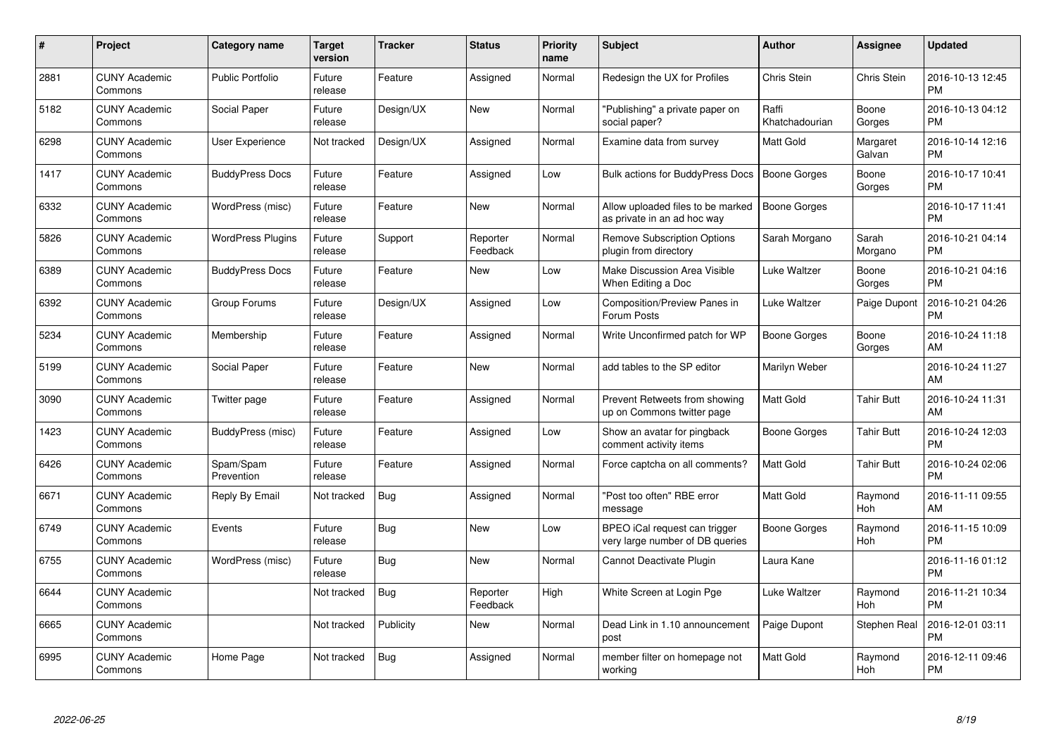| # | Project | Category name | Target version | Tracker | Status | Priority name | Subject | Author | Assignee | Updated |
|---|---|---|---|---|---|---|---|---|---|---|
| 2881 | CUNY Academic Commons | Public Portfolio | Future release | Feature | Assigned | Normal | Redesign the UX for Profiles | Chris Stein | Chris Stein | 2016-10-13 12:45 PM |
| 5182 | CUNY Academic Commons | Social Paper | Future release | Design/UX | New | Normal | "Publishing" a private paper on social paper? | Raffi Khatchadourian | Boone Gorges | 2016-10-13 04:12 PM |
| 6298 | CUNY Academic Commons | User Experience | Not tracked | Design/UX | Assigned | Normal | Examine data from survey | Matt Gold | Margaret Galvan | 2016-10-14 12:16 PM |
| 1417 | CUNY Academic Commons | BuddyPress Docs | Future release | Feature | Assigned | Low | Bulk actions for BuddyPress Docs | Boone Gorges | Boone Gorges | 2016-10-17 10:41 PM |
| 6332 | CUNY Academic Commons | WordPress (misc) | Future release | Feature | New | Normal | Allow uploaded files to be marked as private in an ad hoc way | Boone Gorges | | 2016-10-17 11:41 PM |
| 5826 | CUNY Academic Commons | WordPress Plugins | Future release | Support | Reporter Feedback | Normal | Remove Subscription Options plugin from directory | Sarah Morgano | Sarah Morgano | 2016-10-21 04:14 PM |
| 6389 | CUNY Academic Commons | BuddyPress Docs | Future release | Feature | New | Low | Make Discussion Area Visible When Editing a Doc | Luke Waltzer | Boone Gorges | 2016-10-21 04:16 PM |
| 6392 | CUNY Academic Commons | Group Forums | Future release | Design/UX | Assigned | Low | Composition/Preview Panes in Forum Posts | Luke Waltzer | Paige Dupont | 2016-10-21 04:26 PM |
| 5234 | CUNY Academic Commons | Membership | Future release | Feature | Assigned | Normal | Write Unconfirmed patch for WP | Boone Gorges | Boone Gorges | 2016-10-24 11:18 AM |
| 5199 | CUNY Academic Commons | Social Paper | Future release | Feature | New | Normal | add tables to the SP editor | Marilyn Weber | | 2016-10-24 11:27 AM |
| 3090 | CUNY Academic Commons | Twitter page | Future release | Feature | Assigned | Normal | Prevent Retweets from showing up on Commons twitter page | Matt Gold | Tahir Butt | 2016-10-24 11:31 AM |
| 1423 | CUNY Academic Commons | BuddyPress (misc) | Future release | Feature | Assigned | Low | Show an avatar for pingback comment activity items | Boone Gorges | Tahir Butt | 2016-10-24 12:03 PM |
| 6426 | CUNY Academic Commons | Spam/Spam Prevention | Future release | Feature | Assigned | Normal | Force captcha on all comments? | Matt Gold | Tahir Butt | 2016-10-24 02:06 PM |
| 6671 | CUNY Academic Commons | Reply By Email | Not tracked | Bug | Assigned | Normal | "Post too often" RBE error message | Matt Gold | Raymond Hoh | 2016-11-11 09:55 AM |
| 6749 | CUNY Academic Commons | Events | Future release | Bug | New | Low | BPEO iCal request can trigger very large number of DB queries | Boone Gorges | Raymond Hoh | 2016-11-15 10:09 PM |
| 6755 | CUNY Academic Commons | WordPress (misc) | Future release | Bug | New | Normal | Cannot Deactivate Plugin | Laura Kane | | 2016-11-16 01:12 PM |
| 6644 | CUNY Academic Commons | | Not tracked | Bug | Reporter Feedback | High | White Screen at Login Pge | Luke Waltzer | Raymond Hoh | 2016-11-21 10:34 PM |
| 6665 | CUNY Academic Commons | | Not tracked | Publicity | New | Normal | Dead Link in 1.10 announcement post | Paige Dupont | Stephen Real | 2016-12-01 03:11 PM |
| 6995 | CUNY Academic Commons | Home Page | Not tracked | Bug | Assigned | Normal | member filter on homepage not working | Matt Gold | Raymond Hoh | 2016-12-11 09:46 PM |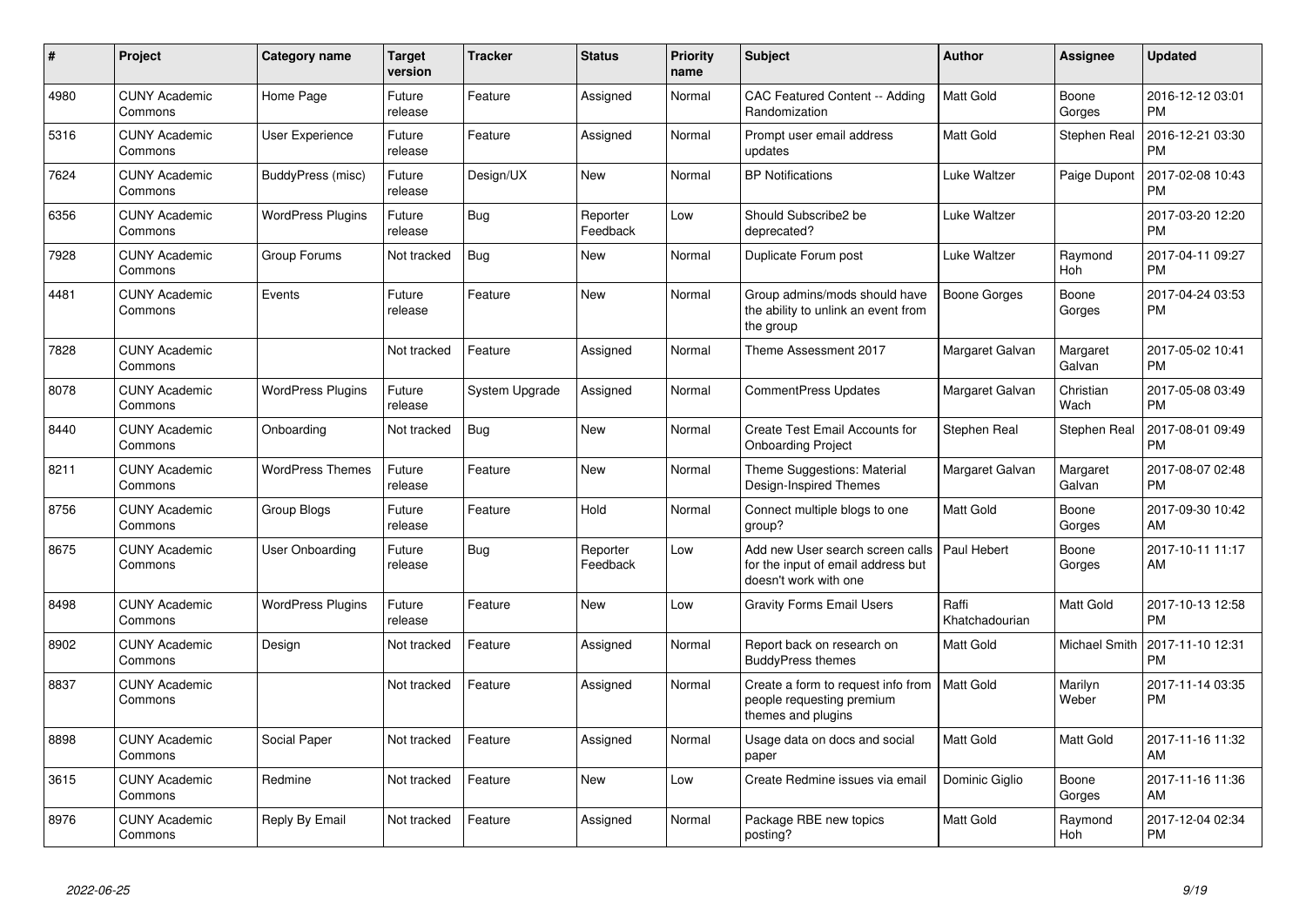| # | Project | Category name | Target version | Tracker | Status | Priority name | Subject | Author | Assignee | Updated |
|---|---|---|---|---|---|---|---|---|---|---|
| 4980 | CUNY Academic Commons | Home Page | Future release | Feature | Assigned | Normal | CAC Featured Content -- Adding Randomization | Matt Gold | Boone Gorges | 2016-12-12 03:01 PM |
| 5316 | CUNY Academic Commons | User Experience | Future release | Feature | Assigned | Normal | Prompt user email address updates | Matt Gold | Stephen Real | 2016-12-21 03:30 PM |
| 7624 | CUNY Academic Commons | BuddyPress (misc) | Future release | Design/UX | New | Normal | BP Notifications | Luke Waltzer | Paige Dupont | 2017-02-08 10:43 PM |
| 6356 | CUNY Academic Commons | WordPress Plugins | Future release | Bug | Reporter Feedback | Low | Should Subscribe2 be deprecated? | Luke Waltzer | | 2017-03-20 12:20 PM |
| 7928 | CUNY Academic Commons | Group Forums | Not tracked | Bug | New | Normal | Duplicate Forum post | Luke Waltzer | Raymond Hoh | 2017-04-11 09:27 PM |
| 4481 | CUNY Academic Commons | Events | Future release | Feature | New | Normal | Group admins/mods should have the ability to unlink an event from the group | Boone Gorges | Boone Gorges | 2017-04-24 03:53 PM |
| 7828 | CUNY Academic Commons | | Not tracked | Feature | Assigned | Normal | Theme Assessment 2017 | Margaret Galvan | Margaret Galvan | 2017-05-02 10:41 PM |
| 8078 | CUNY Academic Commons | WordPress Plugins | Future release | System Upgrade | Assigned | Normal | CommentPress Updates | Margaret Galvan | Christian Wach | 2017-05-08 03:49 PM |
| 8440 | CUNY Academic Commons | Onboarding | Not tracked | Bug | New | Normal | Create Test Email Accounts for Onboarding Project | Stephen Real | Stephen Real | 2017-08-01 09:49 PM |
| 8211 | CUNY Academic Commons | WordPress Themes | Future release | Feature | New | Normal | Theme Suggestions: Material Design-Inspired Themes | Margaret Galvan | Margaret Galvan | 2017-08-07 02:48 PM |
| 8756 | CUNY Academic Commons | Group Blogs | Future release | Feature | Hold | Normal | Connect multiple blogs to one group? | Matt Gold | Boone Gorges | 2017-09-30 10:42 AM |
| 8675 | CUNY Academic Commons | User Onboarding | Future release | Bug | Reporter Feedback | Low | Add new User search screen calls for the input of email address but doesn't work with one | Paul Hebert | Boone Gorges | 2017-10-11 11:17 AM |
| 8498 | CUNY Academic Commons | WordPress Plugins | Future release | Feature | New | Low | Gravity Forms Email Users | Raffi Khatchadourian | Matt Gold | 2017-10-13 12:58 PM |
| 8902 | CUNY Academic Commons | Design | Not tracked | Feature | Assigned | Normal | Report back on research on BuddyPress themes | Matt Gold | Michael Smith | 2017-11-10 12:31 PM |
| 8837 | CUNY Academic Commons | | Not tracked | Feature | Assigned | Normal | Create a form to request info from people requesting premium themes and plugins | Matt Gold | Marilyn Weber | 2017-11-14 03:35 PM |
| 8898 | CUNY Academic Commons | Social Paper | Not tracked | Feature | Assigned | Normal | Usage data on docs and social paper | Matt Gold | Matt Gold | 2017-11-16 11:32 AM |
| 3615 | CUNY Academic Commons | Redmine | Not tracked | Feature | New | Low | Create Redmine issues via email | Dominic Giglio | Boone Gorges | 2017-11-16 11:36 AM |
| 8976 | CUNY Academic Commons | Reply By Email | Not tracked | Feature | Assigned | Normal | Package RBE new topics posting? | Matt Gold | Raymond Hoh | 2017-12-04 02:34 PM |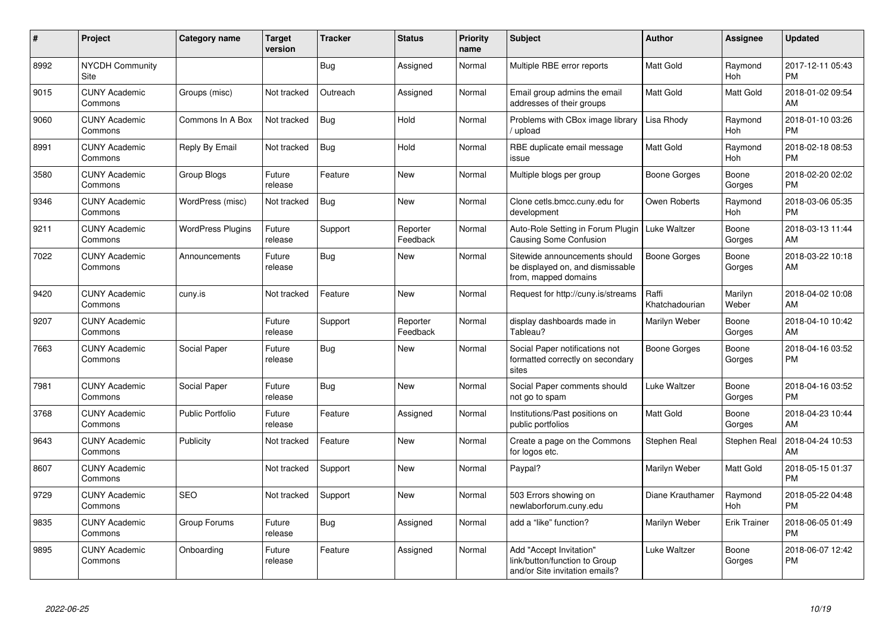| # | Project | Category name | Target version | Tracker | Status | Priority name | Subject | Author | Assignee | Updated |
|---|---|---|---|---|---|---|---|---|---|---|
| 8992 | NYCDH Community Site | | | Bug | Assigned | Normal | Multiple RBE error reports | Matt Gold | Raymond Hoh | 2017-12-11 05:43 PM |
| 9015 | CUNY Academic Commons | Groups (misc) | Not tracked | Outreach | Assigned | Normal | Email group admins the email addresses of their groups | Matt Gold | Matt Gold | 2018-01-02 09:54 AM |
| 9060 | CUNY Academic Commons | Commons In A Box | Not tracked | Bug | Hold | Normal | Problems with CBox image library / upload | Lisa Rhody | Raymond Hoh | 2018-01-10 03:26 PM |
| 8991 | CUNY Academic Commons | Reply By Email | Not tracked | Bug | Hold | Normal | RBE duplicate email message issue | Matt Gold | Raymond Hoh | 2018-02-18 08:53 PM |
| 3580 | CUNY Academic Commons | Group Blogs | Future release | Feature | New | Normal | Multiple blogs per group | Boone Gorges | Boone Gorges | 2018-02-20 02:02 PM |
| 9346 | CUNY Academic Commons | WordPress (misc) | Not tracked | Bug | New | Normal | Clone cetls.bmcc.cuny.edu for development | Owen Roberts | Raymond Hoh | 2018-03-06 05:35 PM |
| 9211 | CUNY Academic Commons | WordPress Plugins | Future release | Support | Reporter Feedback | Normal | Auto-Role Setting in Forum Plugin Causing Some Confusion | Luke Waltzer | Boone Gorges | 2018-03-13 11:44 AM |
| 7022 | CUNY Academic Commons | Announcements | Future release | Bug | New | Normal | Sitewide announcements should be displayed on, and dismissable from, mapped domains | Boone Gorges | Boone Gorges | 2018-03-22 10:18 AM |
| 9420 | CUNY Academic Commons | cuny.is | Not tracked | Feature | New | Normal | Request for http://cuny.is/streams | Raffi Khatchadourian | Marilyn Weber | 2018-04-02 10:08 AM |
| 9207 | CUNY Academic Commons | | Future release | Support | Reporter Feedback | Normal | display dashboards made in Tableau? | Marilyn Weber | Boone Gorges | 2018-04-10 10:42 AM |
| 7663 | CUNY Academic Commons | Social Paper | Future release | Bug | New | Normal | Social Paper notifications not formatted correctly on secondary sites | Boone Gorges | Boone Gorges | 2018-04-16 03:52 PM |
| 7981 | CUNY Academic Commons | Social Paper | Future release | Bug | New | Normal | Social Paper comments should not go to spam | Luke Waltzer | Boone Gorges | 2018-04-16 03:52 PM |
| 3768 | CUNY Academic Commons | Public Portfolio | Future release | Feature | Assigned | Normal | Institutions/Past positions on public portfolios | Matt Gold | Boone Gorges | 2018-04-23 10:44 AM |
| 9643 | CUNY Academic Commons | Publicity | Not tracked | Feature | New | Normal | Create a page on the Commons for logos etc. | Stephen Real | Stephen Real | 2018-04-24 10:53 AM |
| 8607 | CUNY Academic Commons | | Not tracked | Support | New | Normal | Paypal? | Marilyn Weber | Matt Gold | 2018-05-15 01:37 PM |
| 9729 | CUNY Academic Commons | SEO | Not tracked | Support | New | Normal | 503 Errors showing on newlaborforum.cuny.edu | Diane Krauthamer | Raymond Hoh | 2018-05-22 04:48 PM |
| 9835 | CUNY Academic Commons | Group Forums | Future release | Bug | Assigned | Normal | add a "like" function? | Marilyn Weber | Erik Trainer | 2018-06-05 01:49 PM |
| 9895 | CUNY Academic Commons | Onboarding | Future release | Feature | Assigned | Normal | Add "Accept Invitation" link/button/function to Group and/or Site invitation emails? | Luke Waltzer | Boone Gorges | 2018-06-07 12:42 PM |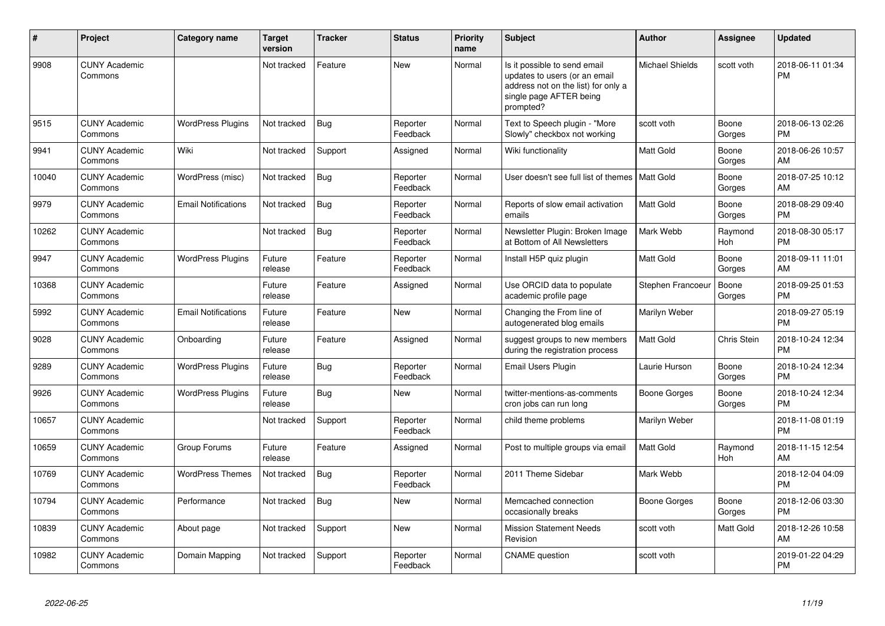| # | Project | Category name | Target version | Tracker | Status | Priority name | Subject | Author | Assignee | Updated |
|---|---|---|---|---|---|---|---|---|---|---|
| 9908 | CUNY Academic Commons | | Not tracked | Feature | New | Normal | Is it possible to send email updates to users (or an email address not on the list) for only a single page AFTER being prompted? | Michael Shields | scott voth | 2018-06-11 01:34 PM |
| 9515 | CUNY Academic Commons | WordPress Plugins | Not tracked | Bug | Reporter Feedback | Normal | Text to Speech plugin - "More Slowly" checkbox not working | scott voth | Boone Gorges | 2018-06-13 02:26 PM |
| 9941 | CUNY Academic Commons | Wiki | Not tracked | Support | Assigned | Normal | Wiki functionality | Matt Gold | Boone Gorges | 2018-06-26 10:57 AM |
| 10040 | CUNY Academic Commons | WordPress (misc) | Not tracked | Bug | Reporter Feedback | Normal | User doesn't see full list of themes | Matt Gold | Boone Gorges | 2018-07-25 10:12 AM |
| 9979 | CUNY Academic Commons | Email Notifications | Not tracked | Bug | Reporter Feedback | Normal | Reports of slow email activation emails | Matt Gold | Boone Gorges | 2018-08-29 09:40 PM |
| 10262 | CUNY Academic Commons | | Not tracked | Bug | Reporter Feedback | Normal | Newsletter Plugin: Broken Image at Bottom of All Newsletters | Mark Webb | Raymond Hoh | 2018-08-30 05:17 PM |
| 9947 | CUNY Academic Commons | WordPress Plugins | Future release | Feature | Reporter Feedback | Normal | Install H5P quiz plugin | Matt Gold | Boone Gorges | 2018-09-11 11:01 AM |
| 10368 | CUNY Academic Commons | | Future release | Feature | Assigned | Normal | Use ORCID data to populate academic profile page | Stephen Francoeur | Boone Gorges | 2018-09-25 01:53 PM |
| 5992 | CUNY Academic Commons | Email Notifications | Future release | Feature | New | Normal | Changing the From line of autogenerated blog emails | Marilyn Weber | | 2018-09-27 05:19 PM |
| 9028 | CUNY Academic Commons | Onboarding | Future release | Feature | Assigned | Normal | suggest groups to new members during the registration process | Matt Gold | Chris Stein | 2018-10-24 12:34 PM |
| 9289 | CUNY Academic Commons | WordPress Plugins | Future release | Bug | Reporter Feedback | Normal | Email Users Plugin | Laurie Hurson | Boone Gorges | 2018-10-24 12:34 PM |
| 9926 | CUNY Academic Commons | WordPress Plugins | Future release | Bug | New | Normal | twitter-mentions-as-comments cron jobs can run long | Boone Gorges | Boone Gorges | 2018-10-24 12:34 PM |
| 10657 | CUNY Academic Commons | | Not tracked | Support | Reporter Feedback | Normal | child theme problems | Marilyn Weber | | 2018-11-08 01:19 PM |
| 10659 | CUNY Academic Commons | Group Forums | Future release | Feature | Assigned | Normal | Post to multiple groups via email | Matt Gold | Raymond Hoh | 2018-11-15 12:54 AM |
| 10769 | CUNY Academic Commons | WordPress Themes | Not tracked | Bug | Reporter Feedback | Normal | 2011 Theme Sidebar | Mark Webb | | 2018-12-04 04:09 PM |
| 10794 | CUNY Academic Commons | Performance | Not tracked | Bug | New | Normal | Memcached connection occasionally breaks | Boone Gorges | Boone Gorges | 2018-12-06 03:30 PM |
| 10839 | CUNY Academic Commons | About page | Not tracked | Support | New | Normal | Mission Statement Needs Revision | scott voth | Matt Gold | 2018-12-26 10:58 AM |
| 10982 | CUNY Academic Commons | Domain Mapping | Not tracked | Support | Reporter Feedback | Normal | CNAME question | scott voth | | 2019-01-22 04:29 PM |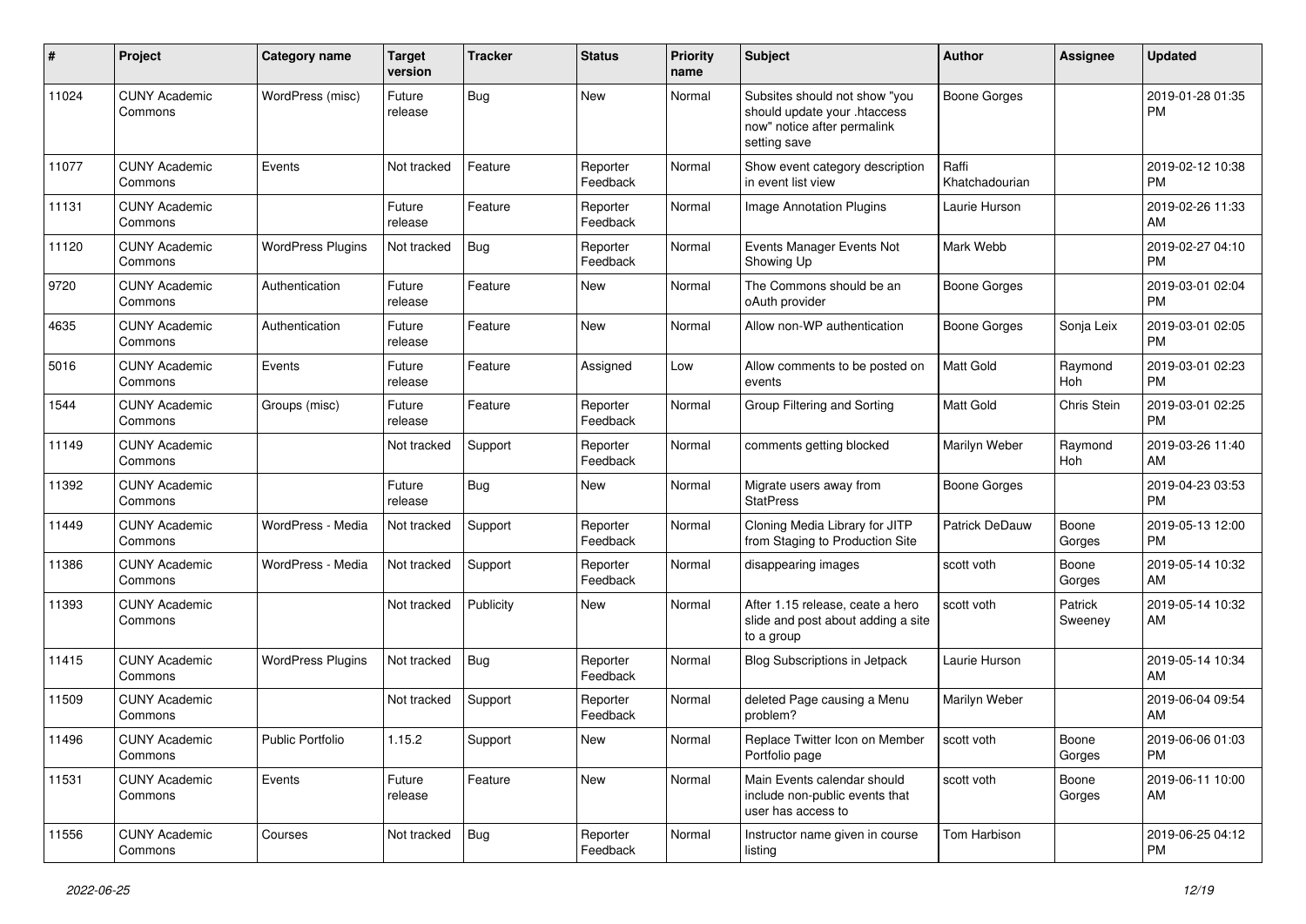| # | Project | Category name | Target version | Tracker | Status | Priority name | Subject | Author | Assignee | Updated |
|---|---|---|---|---|---|---|---|---|---|---|
| 11024 | CUNY Academic Commons | WordPress (misc) | Future release | Bug | New | Normal | Subsites should not show "you should update your .htaccess now" notice after permalink setting save | Boone Gorges | | 2019-01-28 01:35 PM |
| 11077 | CUNY Academic Commons | Events | Not tracked | Feature | Reporter Feedback | Normal | Show event category description in event list view | Raffi Khatchadourian | | 2019-02-12 10:38 PM |
| 11131 | CUNY Academic Commons | | Future release | Feature | Reporter Feedback | Normal | Image Annotation Plugins | Laurie Hurson | | 2019-02-26 11:33 AM |
| 11120 | CUNY Academic Commons | WordPress Plugins | Not tracked | Bug | Reporter Feedback | Normal | Events Manager Events Not Showing Up | Mark Webb | | 2019-02-27 04:10 PM |
| 9720 | CUNY Academic Commons | Authentication | Future release | Feature | New | Normal | The Commons should be an oAuth provider | Boone Gorges | | 2019-03-01 02:04 PM |
| 4635 | CUNY Academic Commons | Authentication | Future release | Feature | New | Normal | Allow non-WP authentication | Boone Gorges | Sonja Leix | 2019-03-01 02:05 PM |
| 5016 | CUNY Academic Commons | Events | Future release | Feature | Assigned | Low | Allow comments to be posted on events | Matt Gold | Raymond Hoh | 2019-03-01 02:23 PM |
| 1544 | CUNY Academic Commons | Groups (misc) | Future release | Feature | Reporter Feedback | Normal | Group Filtering and Sorting | Matt Gold | Chris Stein | 2019-03-01 02:25 PM |
| 11149 | CUNY Academic Commons | | Not tracked | Support | Reporter Feedback | Normal | comments getting blocked | Marilyn Weber | Raymond Hoh | 2019-03-26 11:40 AM |
| 11392 | CUNY Academic Commons | | Future release | Bug | New | Normal | Migrate users away from StatPress | Boone Gorges | | 2019-04-23 03:53 PM |
| 11449 | CUNY Academic Commons | WordPress - Media | Not tracked | Support | Reporter Feedback | Normal | Cloning Media Library for JITP from Staging to Production Site | Patrick DeDauw | Boone Gorges | 2019-05-13 12:00 PM |
| 11386 | CUNY Academic Commons | WordPress - Media | Not tracked | Support | Reporter Feedback | Normal | disappearing images | scott voth | Boone Gorges | 2019-05-14 10:32 AM |
| 11393 | CUNY Academic Commons | | Not tracked | Publicity | New | Normal | After 1.15 release, ceate a hero slide and post about adding a site to a group | scott voth | Patrick Sweeney | 2019-05-14 10:32 AM |
| 11415 | CUNY Academic Commons | WordPress Plugins | Not tracked | Bug | Reporter Feedback | Normal | Blog Subscriptions in Jetpack | Laurie Hurson | | 2019-05-14 10:34 AM |
| 11509 | CUNY Academic Commons | | Not tracked | Support | Reporter Feedback | Normal | deleted Page causing a Menu problem? | Marilyn Weber | | 2019-06-04 09:54 AM |
| 11496 | CUNY Academic Commons | Public Portfolio | 1.15.2 | Support | New | Normal | Replace Twitter Icon on Member Portfolio page | scott voth | Boone Gorges | 2019-06-06 01:03 PM |
| 11531 | CUNY Academic Commons | Events | Future release | Feature | New | Normal | Main Events calendar should include non-public events that user has access to | scott voth | Boone Gorges | 2019-06-11 10:00 AM |
| 11556 | CUNY Academic Commons | Courses | Not tracked | Bug | Reporter Feedback | Normal | Instructor name given in course listing | Tom Harbison | | 2019-06-25 04:12 PM |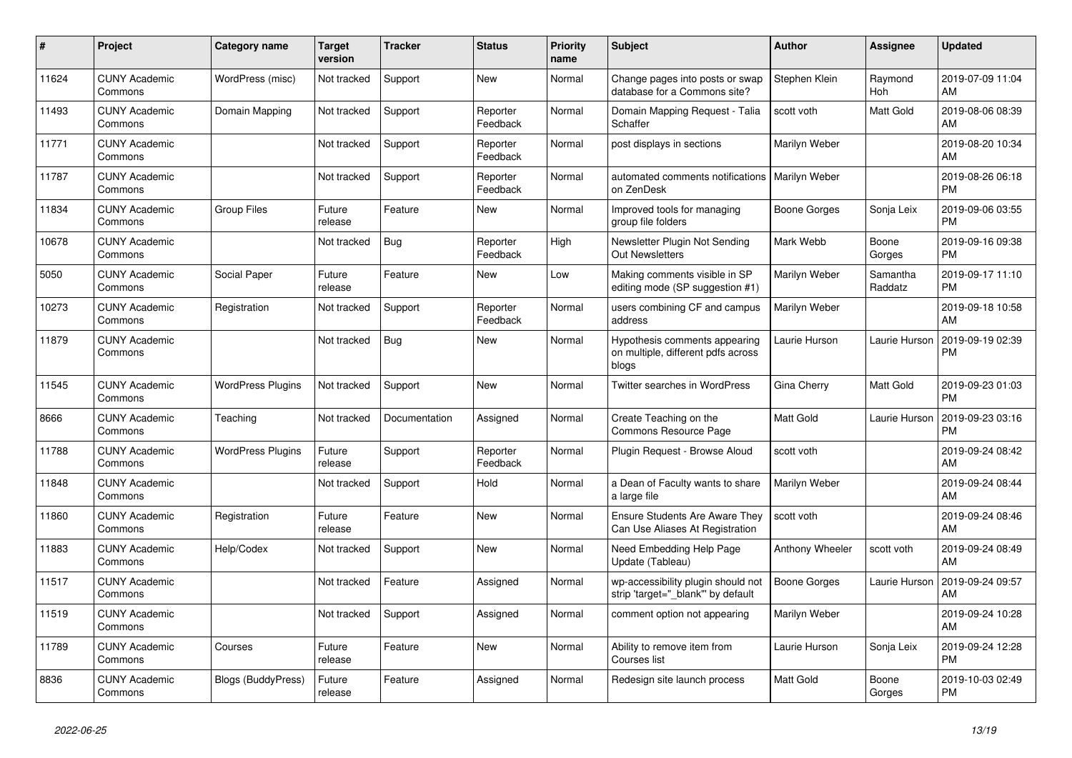| # | Project | Category name | Target version | Tracker | Status | Priority name | Subject | Author | Assignee | Updated |
|---|---|---|---|---|---|---|---|---|---|---|
| 11624 | CUNY Academic Commons | WordPress (misc) | Not tracked | Support | New | Normal | Change pages into posts or swap database for a Commons site? | Stephen Klein | Raymond Hoh | 2019-07-09 11:04 AM |
| 11493 | CUNY Academic Commons | Domain Mapping | Not tracked | Support | Reporter Feedback | Normal | Domain Mapping Request - Talia Schaffer | scott voth | Matt Gold | 2019-08-06 08:39 AM |
| 11771 | CUNY Academic Commons | | Not tracked | Support | Reporter Feedback | Normal | post displays in sections | Marilyn Weber | | 2019-08-20 10:34 AM |
| 11787 | CUNY Academic Commons | | Not tracked | Support | Reporter Feedback | Normal | automated comments notifications on ZenDesk | Marilyn Weber | | 2019-08-26 06:18 PM |
| 11834 | CUNY Academic Commons | Group Files | Future release | Feature | New | Normal | Improved tools for managing group file folders | Boone Gorges | Sonja Leix | 2019-09-06 03:55 PM |
| 10678 | CUNY Academic Commons | | Not tracked | Bug | Reporter Feedback | High | Newsletter Plugin Not Sending Out Newsletters | Mark Webb | Boone Gorges | 2019-09-16 09:38 PM |
| 5050 | CUNY Academic Commons | Social Paper | Future release | Feature | New | Low | Making comments visible in SP editing mode (SP suggestion #1) | Marilyn Weber | Samantha Raddatz | 2019-09-17 11:10 PM |
| 10273 | CUNY Academic Commons | Registration | Not tracked | Support | Reporter Feedback | Normal | users combining CF and campus address | Marilyn Weber | | 2019-09-18 10:58 AM |
| 11879 | CUNY Academic Commons | | Not tracked | Bug | New | Normal | Hypothesis comments appearing on multiple, different pdfs across blogs | Laurie Hurson | Laurie Hurson | 2019-09-19 02:39 PM |
| 11545 | CUNY Academic Commons | WordPress Plugins | Not tracked | Support | New | Normal | Twitter searches in WordPress | Gina Cherry | Matt Gold | 2019-09-23 01:03 PM |
| 8666 | CUNY Academic Commons | Teaching | Not tracked | Documentation | Assigned | Normal | Create Teaching on the Commons Resource Page | Matt Gold | Laurie Hurson | 2019-09-23 03:16 PM |
| 11788 | CUNY Academic Commons | WordPress Plugins | Future release | Support | Reporter Feedback | Normal | Plugin Request - Browse Aloud | scott voth | | 2019-09-24 08:42 AM |
| 11848 | CUNY Academic Commons | | Not tracked | Support | Hold | Normal | a Dean of Faculty wants to share a large file | Marilyn Weber | | 2019-09-24 08:44 AM |
| 11860 | CUNY Academic Commons | Registration | Future release | Feature | New | Normal | Ensure Students Are Aware They Can Use Aliases At Registration | scott voth | | 2019-09-24 08:46 AM |
| 11883 | CUNY Academic Commons | Help/Codex | Not tracked | Support | New | Normal | Need Embedding Help Page Update (Tableau) | Anthony Wheeler | scott voth | 2019-09-24 08:49 AM |
| 11517 | CUNY Academic Commons | | Not tracked | Feature | Assigned | Normal | wp-accessibility plugin should not strip 'target="_blank"' by default | Boone Gorges | Laurie Hurson | 2019-09-24 09:57 AM |
| 11519 | CUNY Academic Commons | | Not tracked | Support | Assigned | Normal | comment option not appearing | Marilyn Weber | | 2019-09-24 10:28 AM |
| 11789 | CUNY Academic Commons | Courses | Future release | Feature | New | Normal | Ability to remove item from Courses list | Laurie Hurson | Sonja Leix | 2019-09-24 12:28 PM |
| 8836 | CUNY Academic Commons | Blogs (BuddyPress) | Future release | Feature | Assigned | Normal | Redesign site launch process | Matt Gold | Boone Gorges | 2019-10-03 02:49 PM |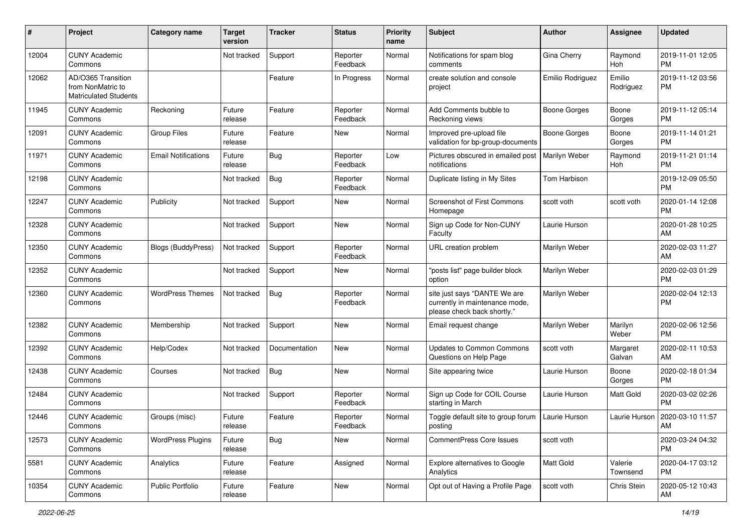| # | Project | Category name | Target version | Tracker | Status | Priority name | Subject | Author | Assignee | Updated |
|---|---|---|---|---|---|---|---|---|---|---|
| 12004 | CUNY Academic Commons | | Not tracked | Support | Reporter Feedback | Normal | Notifications for spam blog comments | Gina Cherry | Raymond Hoh | 2019-11-01 12:05 PM |
| 12062 | AD/O365 Transition from NonMatric to Matriculated Students | | | Feature | In Progress | Normal | create solution and console project | Emilio Rodriguez | Emilio Rodriguez | 2019-11-12 03:56 PM |
| 11945 | CUNY Academic Commons | Reckoning | Future release | Feature | Reporter Feedback | Normal | Add Comments bubble to Reckoning views | Boone Gorges | Boone Gorges | 2019-11-12 05:14 PM |
| 12091 | CUNY Academic Commons | Group Files | Future release | Feature | New | Normal | Improved pre-upload file validation for bp-group-documents | Boone Gorges | Boone Gorges | 2019-11-14 01:21 PM |
| 11971 | CUNY Academic Commons | Email Notifications | Future release | Bug | Reporter Feedback | Low | Pictures obscured in emailed post notifications | Marilyn Weber | Raymond Hoh | 2019-11-21 01:14 PM |
| 12198 | CUNY Academic Commons | | Not tracked | Bug | Reporter Feedback | Normal | Duplicate listing in My Sites | Tom Harbison | | 2019-12-09 05:50 PM |
| 12247 | CUNY Academic Commons | Publicity | Not tracked | Support | New | Normal | Screenshot of First Commons Homepage | scott voth | scott voth | 2020-01-14 12:08 PM |
| 12328 | CUNY Academic Commons | | Not tracked | Support | New | Normal | Sign up Code for Non-CUNY Faculty | Laurie Hurson | | 2020-01-28 10:25 AM |
| 12350 | CUNY Academic Commons | Blogs (BuddyPress) | Not tracked | Support | Reporter Feedback | Normal | URL creation problem | Marilyn Weber | | 2020-02-03 11:27 AM |
| 12352 | CUNY Academic Commons | | Not tracked | Support | New | Normal | "posts list" page builder block option | Marilyn Weber | | 2020-02-03 01:29 PM |
| 12360 | CUNY Academic Commons | WordPress Themes | Not tracked | Bug | Reporter Feedback | Normal | site just says "DANTE We are currently in maintenance mode, please check back shortly." | Marilyn Weber | | 2020-02-04 12:13 PM |
| 12382 | CUNY Academic Commons | Membership | Not tracked | Support | New | Normal | Email request change | Marilyn Weber | Marilyn Weber | 2020-02-06 12:56 PM |
| 12392 | CUNY Academic Commons | Help/Codex | Not tracked | Documentation | New | Normal | Updates to Common Commons Questions on Help Page | scott voth | Margaret Galvan | 2020-02-11 10:53 AM |
| 12438 | CUNY Academic Commons | Courses | Not tracked | Bug | New | Normal | Site appearing twice | Laurie Hurson | Boone Gorges | 2020-02-18 01:34 PM |
| 12484 | CUNY Academic Commons | | Not tracked | Support | Reporter Feedback | Normal | Sign up Code for COIL Course starting in March | Laurie Hurson | Matt Gold | 2020-03-02 02:26 PM |
| 12446 | CUNY Academic Commons | Groups (misc) | Future release | Feature | Reporter Feedback | Normal | Toggle default site to group forum posting | Laurie Hurson | Laurie Hurson | 2020-03-10 11:57 AM |
| 12573 | CUNY Academic Commons | WordPress Plugins | Future release | Bug | New | Normal | CommentPress Core Issues | scott voth | | 2020-03-24 04:32 PM |
| 5581 | CUNY Academic Commons | Analytics | Future release | Feature | Assigned | Normal | Explore alternatives to Google Analytics | Matt Gold | Valerie Townsend | 2020-04-17 03:12 PM |
| 10354 | CUNY Academic Commons | Public Portfolio | Future release | Feature | New | Normal | Opt out of Having a Profile Page | scott voth | Chris Stein | 2020-05-12 10:43 AM |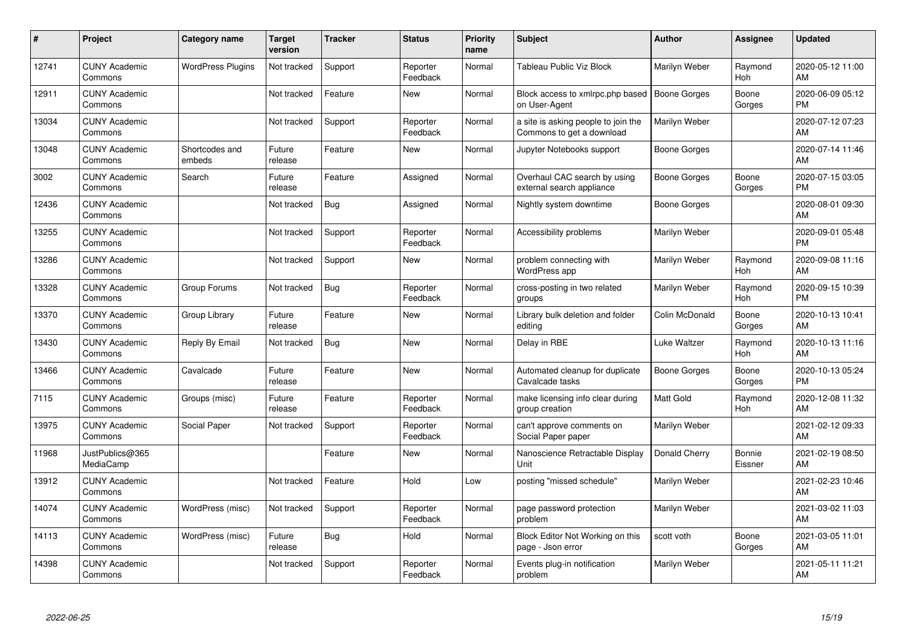| # | Project | Category name | Target version | Tracker | Status | Priority name | Subject | Author | Assignee | Updated |
|---|---|---|---|---|---|---|---|---|---|---|
| 12741 | CUNY Academic Commons | WordPress Plugins | Not tracked | Support | Reporter Feedback | Normal | Tableau Public Viz Block | Marilyn Weber | Raymond Hoh | 2020-05-12 11:00 AM |
| 12911 | CUNY Academic Commons | | Not tracked | Feature | New | Normal | Block access to xmlrpc.php based on User-Agent | Boone Gorges | Boone Gorges | 2020-06-09 05:12 PM |
| 13034 | CUNY Academic Commons | | Not tracked | Support | Reporter Feedback | Normal | a site is asking people to join the Commons to get a download | Marilyn Weber | | 2020-07-12 07:23 AM |
| 13048 | CUNY Academic Commons | Shortcodes and embeds | Future release | Feature | New | Normal | Jupyter Notebooks support | Boone Gorges | | 2020-07-14 11:46 AM |
| 3002 | CUNY Academic Commons | Search | Future release | Feature | Assigned | Normal | Overhaul CAC search by using external search appliance | Boone Gorges | Boone Gorges | 2020-07-15 03:05 PM |
| 12436 | CUNY Academic Commons | | Not tracked | Bug | Assigned | Normal | Nightly system downtime | Boone Gorges | | 2020-08-01 09:30 AM |
| 13255 | CUNY Academic Commons | | Not tracked | Support | Reporter Feedback | Normal | Accessibility problems | Marilyn Weber | | 2020-09-01 05:48 PM |
| 13286 | CUNY Academic Commons | | Not tracked | Support | New | Normal | problem connecting with WordPress app | Marilyn Weber | Raymond Hoh | 2020-09-08 11:16 AM |
| 13328 | CUNY Academic Commons | Group Forums | Not tracked | Bug | Reporter Feedback | Normal | cross-posting in two related groups | Marilyn Weber | Raymond Hoh | 2020-09-15 10:39 PM |
| 13370 | CUNY Academic Commons | Group Library | Future release | Feature | New | Normal | Library bulk deletion and folder editing | Colin McDonald | Boone Gorges | 2020-10-13 10:41 AM |
| 13430 | CUNY Academic Commons | Reply By Email | Not tracked | Bug | New | Normal | Delay in RBE | Luke Waltzer | Raymond Hoh | 2020-10-13 11:16 AM |
| 13466 | CUNY Academic Commons | Cavalcade | Future release | Feature | New | Normal | Automated cleanup for duplicate Cavalcade tasks | Boone Gorges | Boone Gorges | 2020-10-13 05:24 PM |
| 7115 | CUNY Academic Commons | Groups (misc) | Future release | Feature | Reporter Feedback | Normal | make licensing info clear during group creation | Matt Gold | Raymond Hoh | 2020-12-08 11:32 AM |
| 13975 | CUNY Academic Commons | Social Paper | Not tracked | Support | Reporter Feedback | Normal | can't approve comments on Social Paper paper | Marilyn Weber | | 2021-02-12 09:33 AM |
| 11968 | JustPublics@365 MediaCamp | | | Feature | New | Normal | Nanoscience Retractable Display Unit | Donald Cherry | Bonnie Eissner | 2021-02-19 08:50 AM |
| 13912 | CUNY Academic Commons | | Not tracked | Feature | Hold | Low | posting "missed schedule" | Marilyn Weber | | 2021-02-23 10:46 AM |
| 14074 | CUNY Academic Commons | WordPress (misc) | Not tracked | Support | Reporter Feedback | Normal | page password protection problem | Marilyn Weber | | 2021-03-02 11:03 AM |
| 14113 | CUNY Academic Commons | WordPress (misc) | Future release | Bug | Hold | Normal | Block Editor Not Working on this page - Json error | scott voth | Boone Gorges | 2021-03-05 11:01 AM |
| 14398 | CUNY Academic Commons | | Not tracked | Support | Reporter Feedback | Normal | Events plug-in notification problem | Marilyn Weber | | 2021-05-11 11:21 AM |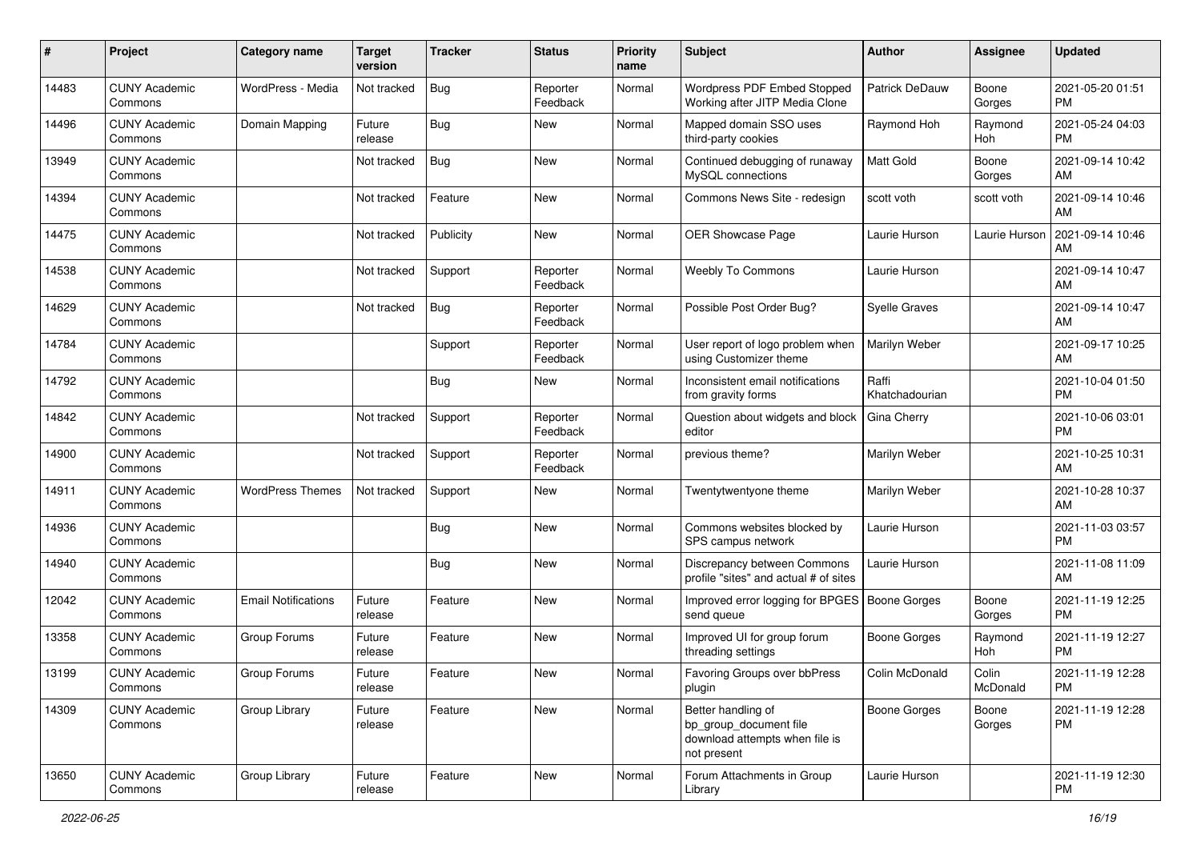| # | Project | Category name | Target version | Tracker | Status | Priority name | Subject | Author | Assignee | Updated |
|---|---|---|---|---|---|---|---|---|---|---|
| 14483 | CUNY Academic Commons | WordPress - Media | Not tracked | Bug | Reporter Feedback | Normal | Wordpress PDF Embed Stopped Working after JITP Media Clone | Patrick DeDauw | Boone Gorges | 2021-05-20 01:51 PM |
| 14496 | CUNY Academic Commons | Domain Mapping | Future release | Bug | New | Normal | Mapped domain SSO uses third-party cookies | Raymond Hoh | Raymond Hoh | 2021-05-24 04:03 PM |
| 13949 | CUNY Academic Commons | | Not tracked | Bug | New | Normal | Continued debugging of runaway MySQL connections | Matt Gold | Boone Gorges | 2021-09-14 10:42 AM |
| 14394 | CUNY Academic Commons | | Not tracked | Feature | New | Normal | Commons News Site - redesign | scott voth | scott voth | 2021-09-14 10:46 AM |
| 14475 | CUNY Academic Commons | | Not tracked | Publicity | New | Normal | OER Showcase Page | Laurie Hurson | Laurie Hurson | 2021-09-14 10:46 AM |
| 14538 | CUNY Academic Commons | | Not tracked | Support | Reporter Feedback | Normal | Weebly To Commons | Laurie Hurson | | 2021-09-14 10:47 AM |
| 14629 | CUNY Academic Commons | | Not tracked | Bug | Reporter Feedback | Normal | Possible Post Order Bug? | Syelle Graves | | 2021-09-14 10:47 AM |
| 14784 | CUNY Academic Commons | | | Support | Reporter Feedback | Normal | User report of logo problem when using Customizer theme | Marilyn Weber | | 2021-09-17 10:25 AM |
| 14792 | CUNY Academic Commons | | | Bug | New | Normal | Inconsistent email notifications from gravity forms | Raffi Khatchadourian | | 2021-10-04 01:50 PM |
| 14842 | CUNY Academic Commons | | Not tracked | Support | Reporter Feedback | Normal | Question about widgets and block editor | Gina Cherry | | 2021-10-06 03:01 PM |
| 14900 | CUNY Academic Commons | | Not tracked | Support | Reporter Feedback | Normal | previous theme? | Marilyn Weber | | 2021-10-25 10:31 AM |
| 14911 | CUNY Academic Commons | WordPress Themes | Not tracked | Support | New | Normal | Twentytwentyone theme | Marilyn Weber | | 2021-10-28 10:37 AM |
| 14936 | CUNY Academic Commons | | | Bug | New | Normal | Commons websites blocked by SPS campus network | Laurie Hurson | | 2021-11-03 03:57 PM |
| 14940 | CUNY Academic Commons | | | Bug | New | Normal | Discrepancy between Commons profile "sites" and actual # of sites | Laurie Hurson | | 2021-11-08 11:09 AM |
| 12042 | CUNY Academic Commons | Email Notifications | Future release | Feature | New | Normal | Improved error logging for BPGES send queue | Boone Gorges | Boone Gorges | 2021-11-19 12:25 PM |
| 13358 | CUNY Academic Commons | Group Forums | Future release | Feature | New | Normal | Improved UI for group forum threading settings | Boone Gorges | Raymond Hoh | 2021-11-19 12:27 PM |
| 13199 | CUNY Academic Commons | Group Forums | Future release | Feature | New | Normal | Favoring Groups over bbPress plugin | Colin McDonald | Colin McDonald | 2021-11-19 12:28 PM |
| 14309 | CUNY Academic Commons | Group Library | Future release | Feature | New | Normal | Better handling of bp_group_document file download attempts when file is not present | Boone Gorges | Boone Gorges | 2021-11-19 12:28 PM |
| 13650 | CUNY Academic Commons | Group Library | Future release | Feature | New | Normal | Forum Attachments in Group Library | Laurie Hurson | | 2021-11-19 12:30 PM |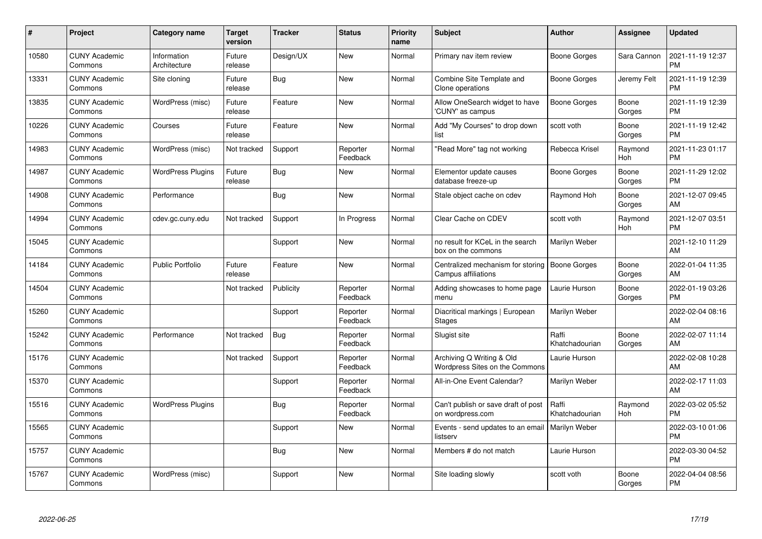| # | Project | Category name | Target version | Tracker | Status | Priority name | Subject | Author | Assignee | Updated |
|---|---|---|---|---|---|---|---|---|---|---|
| 10580 | CUNY Academic Commons | Information Architecture | Future release | Design/UX | New | Normal | Primary nav item review | Boone Gorges | Sara Cannon | 2021-11-19 12:37 PM |
| 13331 | CUNY Academic Commons | Site cloning | Future release | Bug | New | Normal | Combine Site Template and Clone operations | Boone Gorges | Jeremy Felt | 2021-11-19 12:39 PM |
| 13835 | CUNY Academic Commons | WordPress (misc) | Future release | Feature | New | Normal | Allow OneSearch widget to have 'CUNY' as campus | Boone Gorges | Boone Gorges | 2021-11-19 12:39 PM |
| 10226 | CUNY Academic Commons | Courses | Future release | Feature | New | Normal | Add "My Courses" to drop down list | scott voth | Boone Gorges | 2021-11-19 12:42 PM |
| 14983 | CUNY Academic Commons | WordPress (misc) | Not tracked | Support | Reporter Feedback | Normal | "Read More" tag not working | Rebecca Krisel | Raymond Hoh | 2021-11-23 01:17 PM |
| 14987 | CUNY Academic Commons | WordPress Plugins | Future release | Bug | New | Normal | Elementor update causes database freeze-up | Boone Gorges | Boone Gorges | 2021-11-29 12:02 PM |
| 14908 | CUNY Academic Commons | Performance | | Bug | New | Normal | Stale object cache on cdev | Raymond Hoh | Boone Gorges | 2021-12-07 09:45 AM |
| 14994 | CUNY Academic Commons | cdev.gc.cuny.edu | Not tracked | Support | In Progress | Normal | Clear Cache on CDEV | scott voth | Raymond Hoh | 2021-12-07 03:51 PM |
| 15045 | CUNY Academic Commons | | | Support | New | Normal | no result for KCeL in the search box on the commons | Marilyn Weber | | 2021-12-10 11:29 AM |
| 14184 | CUNY Academic Commons | Public Portfolio | Future release | Feature | New | Normal | Centralized mechanism for storing Campus affiliations | Boone Gorges | Boone Gorges | 2022-01-04 11:35 AM |
| 14504 | CUNY Academic Commons | | Not tracked | Publicity | Reporter Feedback | Normal | Adding showcases to home page menu | Laurie Hurson | Boone Gorges | 2022-01-19 03:26 PM |
| 15260 | CUNY Academic Commons | | | Support | Reporter Feedback | Normal | Diacritical markings \| European Stages | Marilyn Weber | | 2022-02-04 08:16 AM |
| 15242 | CUNY Academic Commons | Performance | Not tracked | Bug | Reporter Feedback | Normal | Slugist site | Raffi Khatchadourian | Boone Gorges | 2022-02-07 11:14 AM |
| 15176 | CUNY Academic Commons | | Not tracked | Support | Reporter Feedback | Normal | Archiving Q Writing & Old Wordpress Sites on the Commons | Laurie Hurson | | 2022-02-08 10:28 AM |
| 15370 | CUNY Academic Commons | | | Support | Reporter Feedback | Normal | All-in-One Event Calendar? | Marilyn Weber | | 2022-02-17 11:03 AM |
| 15516 | CUNY Academic Commons | WordPress Plugins | | Bug | Reporter Feedback | Normal | Can't publish or save draft of post on wordpress.com | Raffi Khatchadourian | Raymond Hoh | 2022-03-02 05:52 PM |
| 15565 | CUNY Academic Commons | | | Support | New | Normal | Events - send updates to an email listserv | Marilyn Weber | | 2022-03-10 01:06 PM |
| 15757 | CUNY Academic Commons | | | Bug | New | Normal | Members # do not match | Laurie Hurson | | 2022-03-30 04:52 PM |
| 15767 | CUNY Academic Commons | WordPress (misc) | | Support | New | Normal | Site loading slowly | scott voth | Boone Gorges | 2022-04-04 08:56 PM |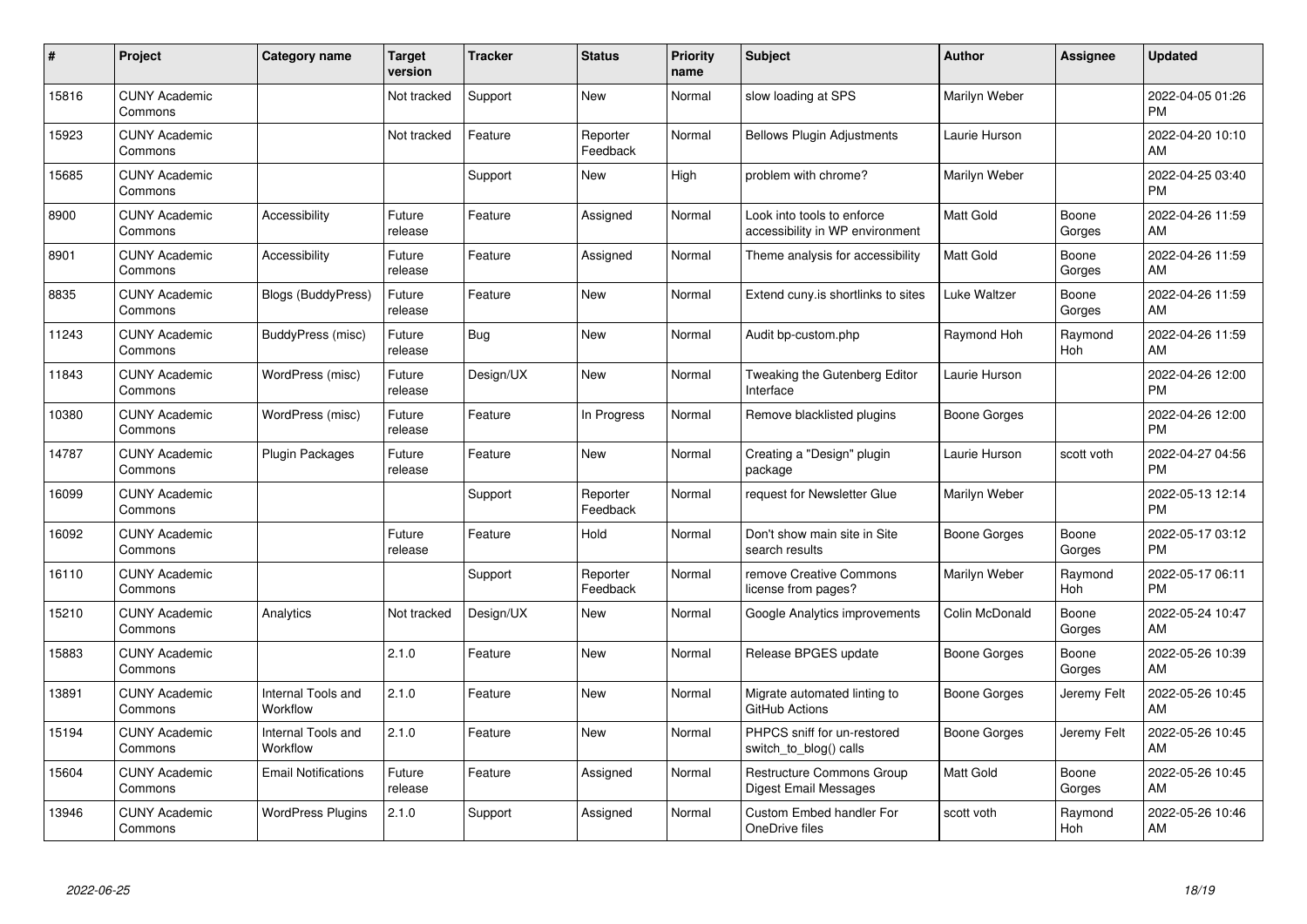| # | Project | Category name | Target version | Tracker | Status | Priority name | Subject | Author | Assignee | Updated |
|---|---|---|---|---|---|---|---|---|---|---|
| 15816 | CUNY Academic Commons | | Not tracked | Support | New | Normal | slow loading at SPS | Marilyn Weber | | 2022-04-05 01:26 PM |
| 15923 | CUNY Academic Commons | | Not tracked | Feature | Reporter Feedback | Normal | Bellows Plugin Adjustments | Laurie Hurson | | 2022-04-20 10:10 AM |
| 15685 | CUNY Academic Commons | | | Support | New | High | problem with chrome? | Marilyn Weber | | 2022-04-25 03:40 PM |
| 8900 | CUNY Academic Commons | Accessibility | Future release | Feature | Assigned | Normal | Look into tools to enforce accessibility in WP environment | Matt Gold | Boone Gorges | 2022-04-26 11:59 AM |
| 8901 | CUNY Academic Commons | Accessibility | Future release | Feature | Assigned | Normal | Theme analysis for accessibility | Matt Gold | Boone Gorges | 2022-04-26 11:59 AM |
| 8835 | CUNY Academic Commons | Blogs (BuddyPress) | Future release | Feature | New | Normal | Extend cuny.is shortlinks to sites | Luke Waltzer | Boone Gorges | 2022-04-26 11:59 AM |
| 11243 | CUNY Academic Commons | BuddyPress (misc) | Future release | Bug | New | Normal | Audit bp-custom.php | Raymond Hoh | Raymond Hoh | 2022-04-26 11:59 AM |
| 11843 | CUNY Academic Commons | WordPress (misc) | Future release | Design/UX | New | Normal | Tweaking the Gutenberg Editor Interface | Laurie Hurson | | 2022-04-26 12:00 PM |
| 10380 | CUNY Academic Commons | WordPress (misc) | Future release | Feature | In Progress | Normal | Remove blacklisted plugins | Boone Gorges | | 2022-04-26 12:00 PM |
| 14787 | CUNY Academic Commons | Plugin Packages | Future release | Feature | New | Normal | Creating a "Design" plugin package | Laurie Hurson | scott voth | 2022-04-27 04:56 PM |
| 16099 | CUNY Academic Commons | | | Support | Reporter Feedback | Normal | request for Newsletter Glue | Marilyn Weber | | 2022-05-13 12:14 PM |
| 16092 | CUNY Academic Commons | | Future release | Feature | Hold | Normal | Don't show main site in Site search results | Boone Gorges | Boone Gorges | 2022-05-17 03:12 PM |
| 16110 | CUNY Academic Commons | | | Support | Reporter Feedback | Normal | remove Creative Commons license from pages? | Marilyn Weber | Raymond Hoh | 2022-05-17 06:11 PM |
| 15210 | CUNY Academic Commons | Analytics | Not tracked | Design/UX | New | Normal | Google Analytics improvements | Colin McDonald | Boone Gorges | 2022-05-24 10:47 AM |
| 15883 | CUNY Academic Commons | | 2.1.0 | Feature | New | Normal | Release BPGES update | Boone Gorges | Boone Gorges | 2022-05-26 10:39 AM |
| 13891 | CUNY Academic Commons | Internal Tools and Workflow | 2.1.0 | Feature | New | Normal | Migrate automated linting to GitHub Actions | Boone Gorges | Jeremy Felt | 2022-05-26 10:45 AM |
| 15194 | CUNY Academic Commons | Internal Tools and Workflow | 2.1.0 | Feature | New | Normal | PHPCS sniff for un-restored switch_to_blog() calls | Boone Gorges | Jeremy Felt | 2022-05-26 10:45 AM |
| 15604 | CUNY Academic Commons | Email Notifications | Future release | Feature | Assigned | Normal | Restructure Commons Group Digest Email Messages | Matt Gold | Boone Gorges | 2022-05-26 10:45 AM |
| 13946 | CUNY Academic Commons | WordPress Plugins | 2.1.0 | Support | Assigned | Normal | Custom Embed handler For OneDrive files | scott voth | Raymond Hoh | 2022-05-26 10:46 AM |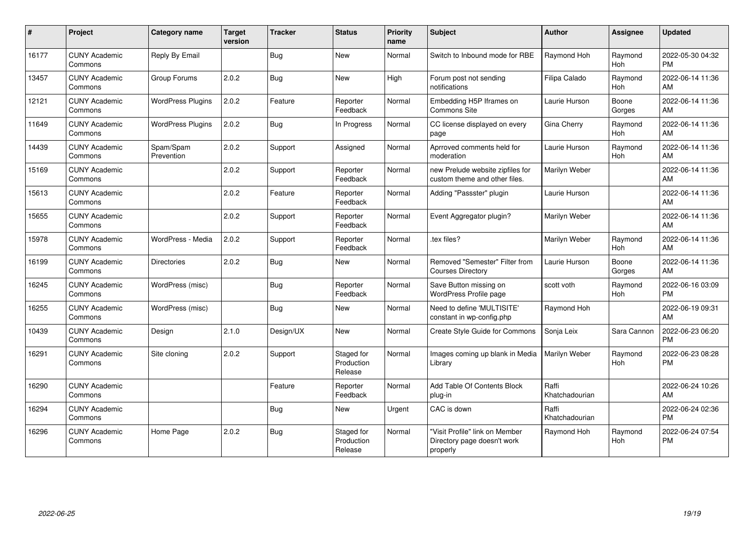| # | Project | Category name | Target version | Tracker | Status | Priority name | Subject | Author | Assignee | Updated |
|---|---|---|---|---|---|---|---|---|---|---|
| 16177 | CUNY Academic Commons | Reply By Email | | Bug | New | Normal | Switch to Inbound mode for RBE | Raymond Hoh | Raymond Hoh | 2022-05-30 04:32 PM |
| 13457 | CUNY Academic Commons | Group Forums | 2.0.2 | Bug | New | High | Forum post not sending notifications | Filipa Calado | Raymond Hoh | 2022-06-14 11:36 AM |
| 12121 | CUNY Academic Commons | WordPress Plugins | 2.0.2 | Feature | Reporter Feedback | Normal | Embedding H5P Iframes on Commons Site | Laurie Hurson | Boone Gorges | 2022-06-14 11:36 AM |
| 11649 | CUNY Academic Commons | WordPress Plugins | 2.0.2 | Bug | In Progress | Normal | CC license displayed on every page | Gina Cherry | Raymond Hoh | 2022-06-14 11:36 AM |
| 14439 | CUNY Academic Commons | Spam/Spam Prevention | 2.0.2 | Support | Assigned | Normal | Aprroved comments held for moderation | Laurie Hurson | Raymond Hoh | 2022-06-14 11:36 AM |
| 15169 | CUNY Academic Commons | | 2.0.2 | Support | Reporter Feedback | Normal | new Prelude website zipfiles for custom theme and other files. | Marilyn Weber | | 2022-06-14 11:36 AM |
| 15613 | CUNY Academic Commons | | 2.0.2 | Feature | Reporter Feedback | Normal | Adding "Passster" plugin | Laurie Hurson | | 2022-06-14 11:36 AM |
| 15655 | CUNY Academic Commons | | 2.0.2 | Support | Reporter Feedback | Normal | Event Aggregator plugin? | Marilyn Weber | | 2022-06-14 11:36 AM |
| 15978 | CUNY Academic Commons | WordPress - Media | 2.0.2 | Support | Reporter Feedback | Normal | .tex files? | Marilyn Weber | Raymond Hoh | 2022-06-14 11:36 AM |
| 16199 | CUNY Academic Commons | Directories | 2.0.2 | Bug | New | Normal | Removed "Semester" Filter from Courses Directory | Laurie Hurson | Boone Gorges | 2022-06-14 11:36 AM |
| 16245 | CUNY Academic Commons | WordPress (misc) | | Bug | Reporter Feedback | Normal | Save Button missing on WordPress Profile page | scott voth | Raymond Hoh | 2022-06-16 03:09 PM |
| 16255 | CUNY Academic Commons | WordPress (misc) | | Bug | New | Normal | Need to define 'MULTISITE' constant in wp-config.php | Raymond Hoh | | 2022-06-19 09:31 AM |
| 10439 | CUNY Academic Commons | Design | 2.1.0 | Design/UX | New | Normal | Create Style Guide for Commons | Sonja Leix | Sara Cannon | 2022-06-23 06:20 PM |
| 16291 | CUNY Academic Commons | Site cloning | 2.0.2 | Support | Staged for Production Release | Normal | Images coming up blank in Media Library | Marilyn Weber | Raymond Hoh | 2022-06-23 08:28 PM |
| 16290 | CUNY Academic Commons | | | Feature | Reporter Feedback | Normal | Add Table Of Contents Block plug-in | Raffi Khatchadourian | | 2022-06-24 10:26 AM |
| 16294 | CUNY Academic Commons | | | Bug | New | Urgent | CAC is down | Raffi Khatchadourian | | 2022-06-24 02:36 PM |
| 16296 | CUNY Academic Commons | Home Page | 2.0.2 | Bug | Staged for Production Release | Normal | "Visit Profile" link on Member Directory page doesn't work properly | Raymond Hoh | Raymond Hoh | 2022-06-24 07:54 PM |